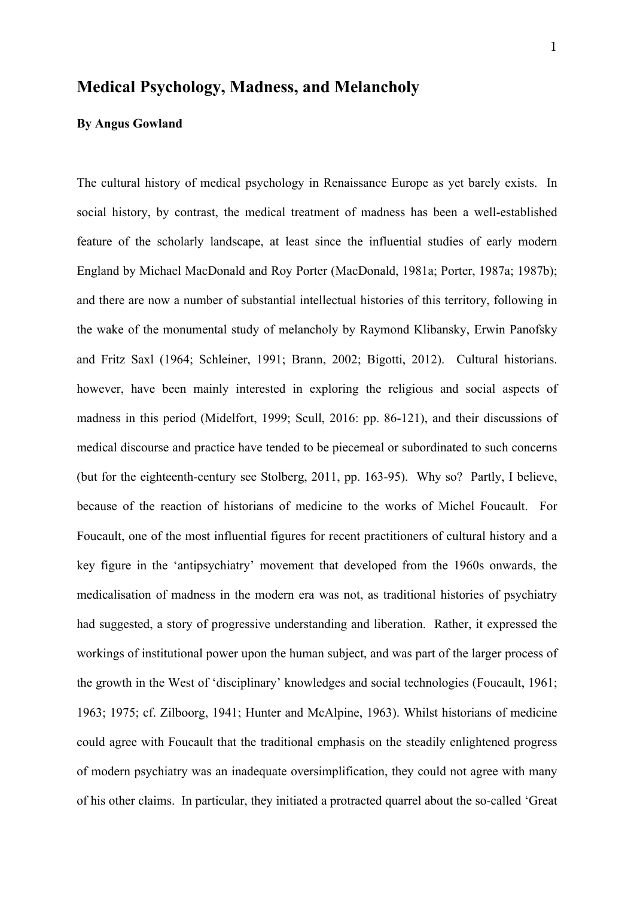# Medical Psychology, Madness, and Melancholy

**By Angus Gowland**

The cultural history of medical psychology in Renaissance Europe as yet barely exists. In social history, by contrast, the medical treatment of madness has been a well-established feature of the scholarly landscape, at least since the influential studies of early modern England by Michael MacDonald and Roy Porter (MacDonald, 1981a; Porter, 1987a; 1987b); and there are now a number of substantial intellectual histories of this territory, following in the wake of the monumental study of melancholy by Raymond Klibansky, Erwin Panofsky and Fritz Saxl (1964; Schleiner, 1991; Brann, 2002; Bigotti, 2012). Cultural historians. however, have been mainly interested in exploring the religious and social aspects of madness in this period (Midelfort, 1999; Scull, 2016: pp. 86-121), and their discussions of medical discourse and practice have tended to be piecemeal or subordinated to such concerns (but for the eighteenth-century see Stolberg, 2011, pp. 163-95). Why so? Partly, I believe, because of the reaction of historians of medicine to the works of Michel Foucault. For Foucault, one of the most influential figures for recent practitioners of cultural history and a key figure in the 'antipsychiatry' movement that developed from the 1960s onwards, the medicalisation of madness in the modern era was not, as traditional histories of psychiatry had suggested, a story of progressive understanding and liberation. Rather, it expressed the workings of institutional power upon the human subject, and was part of the larger process of the growth in the West of 'disciplinary' knowledges and social technologies (Foucault, 1961; 1963; 1975; cf. Zilboorg, 1941; Hunter and McAlpine, 1963). Whilst historians of medicine could agree with Foucault that the traditional emphasis on the steadily enlightened progress of modern psychiatry was an inadequate oversimplification, they could not agree with many of his other claims. In particular, they initiated a protracted quarrel about the so-called 'Great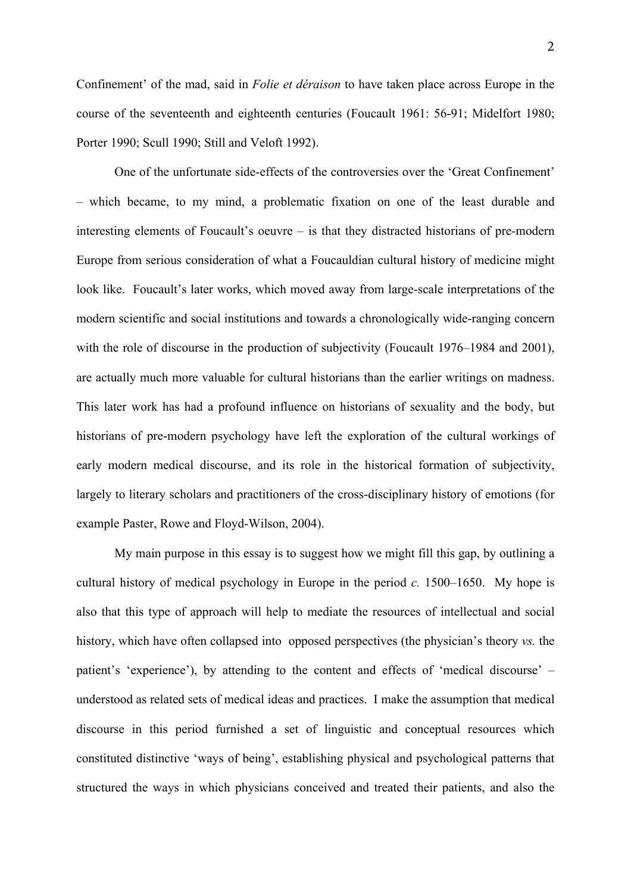Confinement' of the mad, said in *Folie et déraison* to have taken place across Europe in the course of the seventeenth and eighteenth centuries (Foucault 1961: 56-91; Midelfort 1980; Porter 1990; Scull 1990; Still and Veloft 1992).

One of the unfortunate side-effects of the controversies over the 'Great Confinement' – which became, to my mind, a problematic fixation on one of the least durable and interesting elements of Foucault's oeuvre – is that they distracted historians of pre-modern Europe from serious consideration of what a Foucauldian cultural history of medicine might look like. Foucault's later works, which moved away from large-scale interpretations of the modern scientific and social institutions and towards a chronologically wide-ranging concern with the role of discourse in the production of subjectivity (Foucault 1976–1984 and 2001), are actually much more valuable for cultural historians than the earlier writings on madness. This later work has had a profound influence on historians of sexuality and the body, but historians of pre-modern psychology have left the exploration of the cultural workings of early modern medical discourse, and its role in the historical formation of subjectivity, largely to literary scholars and practitioners of the cross-disciplinary history of emotions (for example Paster, Rowe and Floyd-Wilson, 2004).

My main purpose in this essay is to suggest how we might fill this gap, by outlining a cultural history of medical psychology in Europe in the period *c.* 1500–1650. My hope is also that this type of approach will help to mediate the resources of intellectual and social history, which have often collapsed into opposed perspectives (the physician's theory *vs.* the patient's 'experience'), by attending to the content and effects of 'medical discourse' – understood as related sets of medical ideas and practices. I make the assumption that medical discourse in this period furnished a set of linguistic and conceptual resources which constituted distinctive 'ways of being', establishing physical and psychological patterns that structured the ways in which physicians conceived and treated their patients, and also the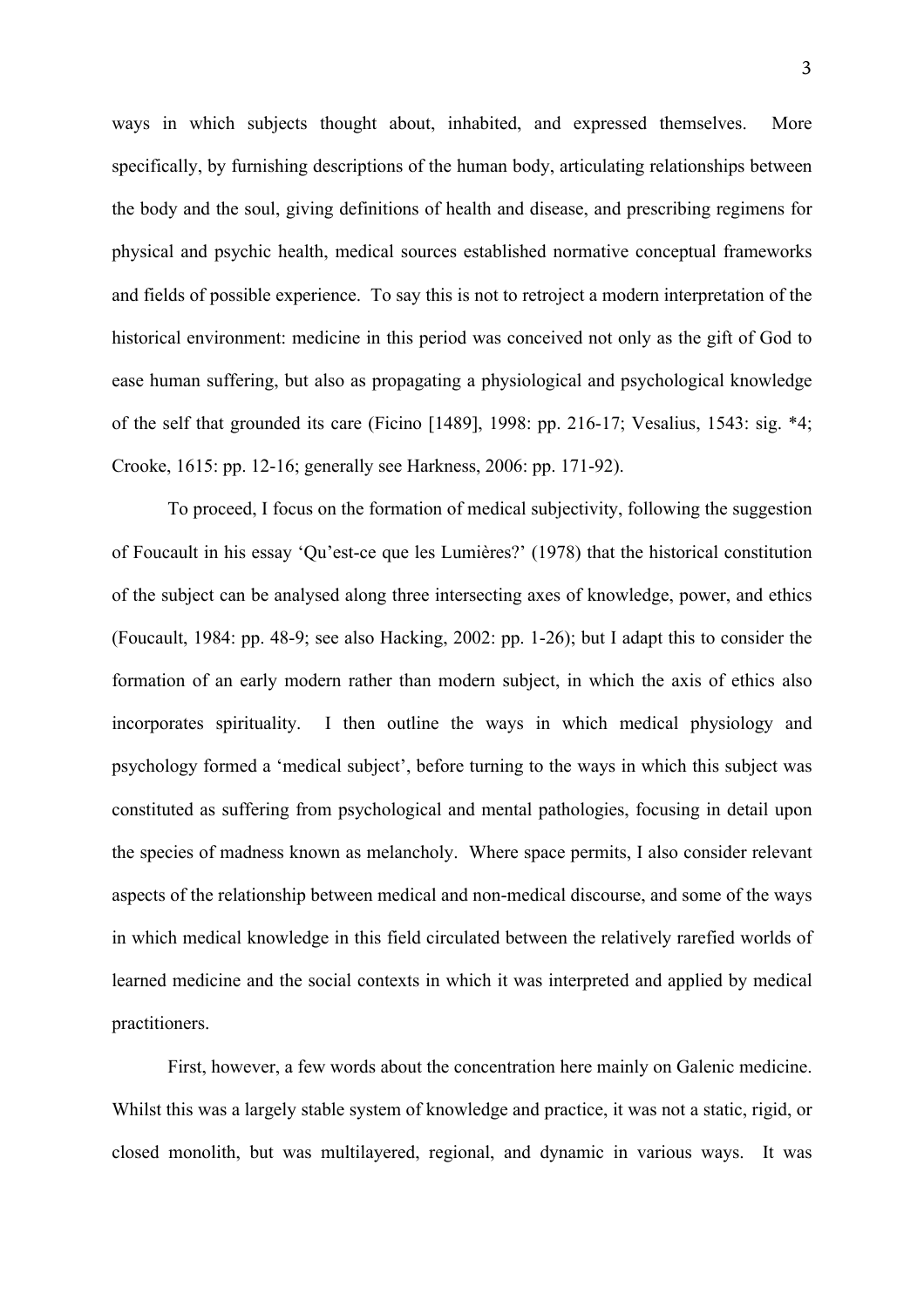ways in which subjects thought about, inhabited, and expressed themselves. More specifically, by furnishing descriptions of the human body, articulating relationships between the body and the soul, giving definitions of health and disease, and prescribing regimens for physical and psychic health, medical sources established normative conceptual frameworks and fields of possible experience. To say this is not to retroject a modern interpretation of the historical environment: medicine in this period was conceived not only as the gift of God to ease human suffering, but also as propagating a physiological and psychological knowledge of the self that grounded its care (Ficino [1489], 1998: pp. 216-17; Vesalius, 1543: sig. *4; Crooke, 1615: pp. 12-16; generally see Harkness, 2006: pp. 171-92).

To proceed, I focus on the formation of medical subjectivity, following the suggestion of Foucault in his essay 'Qu'est-ce que les Lumières?' (1978) that the historical constitution of the subject can be analysed along three intersecting axes of knowledge, power, and ethics (Foucault, 1984: pp. 48-9; see also Hacking, 2002: pp. 1-26); but I adapt this to consider the formation of an early modern rather than modern subject, in which the axis of ethics also incorporates spirituality. I then outline the ways in which medical physiology and psychology formed a 'medical subject', before turning to the ways in which this subject was constituted as suffering from psychological and mental pathologies, focusing in detail upon the species of madness known as melancholy. Where space permits, I also consider relevant aspects of the relationship between medical and non-medical discourse, and some of the ways in which medical knowledge in this field circulated between the relatively rarefied worlds of learned medicine and the social contexts in which it was interpreted and applied by medical practitioners.

First, however, a few words about the concentration here mainly on Galenic medicine. Whilst this was a largely stable system of knowledge and practice, it was not a static, rigid, or closed monolith, but was multilayered, regional, and dynamic in various ways. It was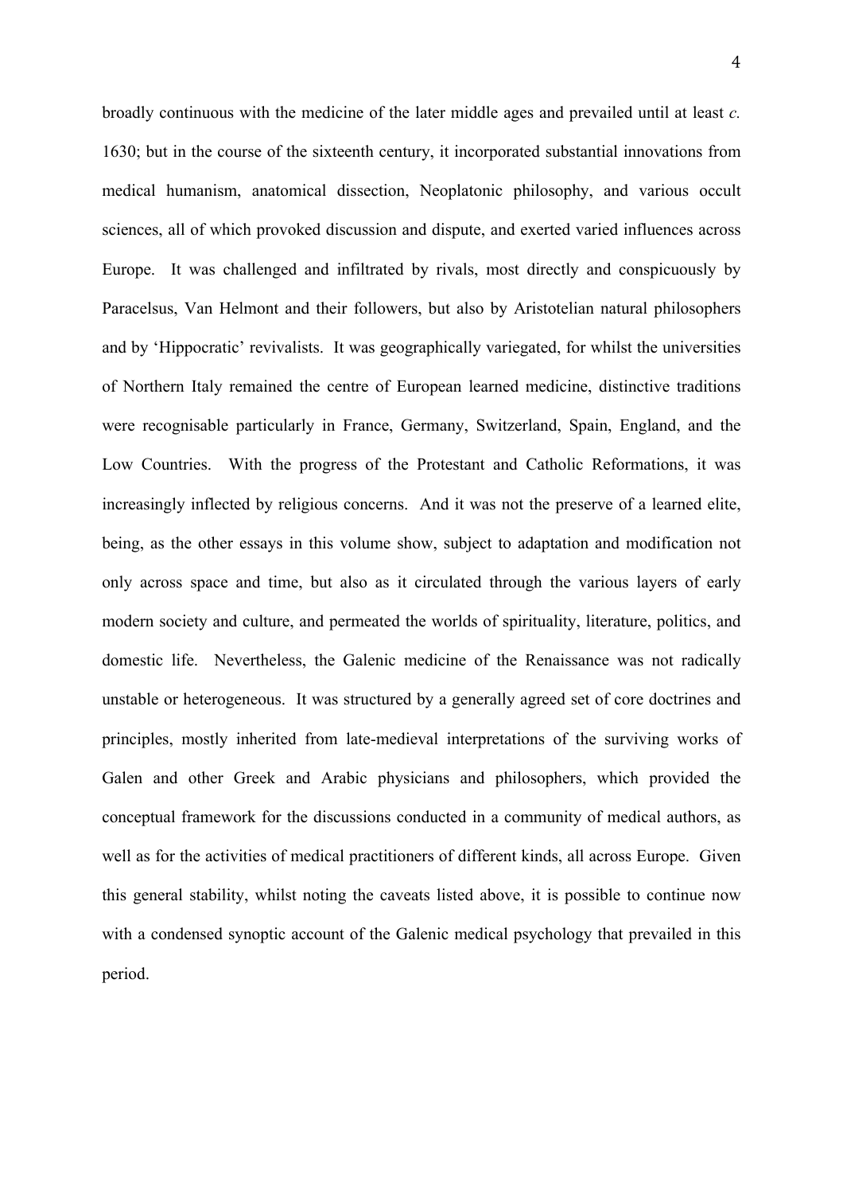broadly continuous with the medicine of the later middle ages and prevailed until at least *c.* 1630; but in the course of the sixteenth century, it incorporated substantial innovations from medical humanism, anatomical dissection, Neoplatonic philosophy, and various occult sciences, all of which provoked discussion and dispute, and exerted varied influences across Europe. It was challenged and infiltrated by rivals, most directly and conspicuously by Paracelsus, Van Helmont and their followers, but also by Aristotelian natural philosophers and by 'Hippocratic' revivalists. It was geographically variegated, for whilst the universities of Northern Italy remained the centre of European learned medicine, distinctive traditions were recognisable particularly in France, Germany, Switzerland, Spain, England, and the Low Countries. With the progress of the Protestant and Catholic Reformations, it was increasingly inflected by religious concerns. And it was not the preserve of a learned elite, being, as the other essays in this volume show, subject to adaptation and modification not only across space and time, but also as it circulated through the various layers of early modern society and culture, and permeated the worlds of spirituality, literature, politics, and domestic life. Nevertheless, the Galenic medicine of the Renaissance was not radically unstable or heterogeneous. It was structured by a generally agreed set of core doctrines and principles, mostly inherited from late-medieval interpretations of the surviving works of Galen and other Greek and Arabic physicians and philosophers, which provided the conceptual framework for the discussions conducted in a community of medical authors, as well as for the activities of medical practitioners of different kinds, all across Europe. Given this general stability, whilst noting the caveats listed above, it is possible to continue now with a condensed synoptic account of the Galenic medical psychology that prevailed in this period.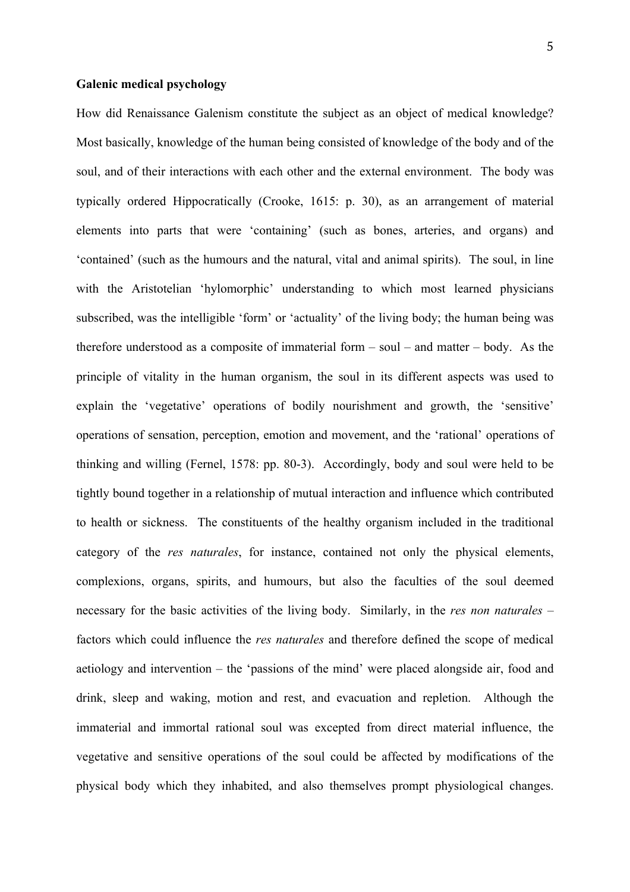**Galenic medical psychology**

How did Renaissance Galenism constitute the subject as an object of medical knowledge? Most basically, knowledge of the human being consisted of knowledge of the body and of the soul, and of their interactions with each other and the external environment. The body was typically ordered Hippocratically (Crooke, 1615: p. 30), as an arrangement of material elements into parts that were 'containing' (such as bones, arteries, and organs) and 'contained' (such as the humours and the natural, vital and animal spirits). The soul, in line with the Aristotelian 'hylomorphic' understanding to which most learned physicians subscribed, was the intelligible 'form' or 'actuality' of the living body; the human being was therefore understood as a composite of immaterial form – soul – and matter – body. As the principle of vitality in the human organism, the soul in its different aspects was used to explain the 'vegetative' operations of bodily nourishment and growth, the 'sensitive' operations of sensation, perception, emotion and movement, and the 'rational' operations of thinking and willing (Fernel, 1578: pp. 80-3). Accordingly, body and soul were held to be tightly bound together in a relationship of mutual interaction and influence which contributed to health or sickness. The constituents of the healthy organism included in the traditional category of the *res naturales*, for instance, contained not only the physical elements, complexions, organs, spirits, and humours, but also the faculties of the soul deemed necessary for the basic activities of the living body. Similarly, in the *res non naturales* – factors which could influence the *res naturales* and therefore defined the scope of medical aetiology and intervention – the 'passions of the mind' were placed alongside air, food and drink, sleep and waking, motion and rest, and evacuation and repletion. Although the immaterial and immortal rational soul was excepted from direct material influence, the vegetative and sensitive operations of the soul could be affected by modifications of the physical body which they inhabited, and also themselves prompt physiological changes.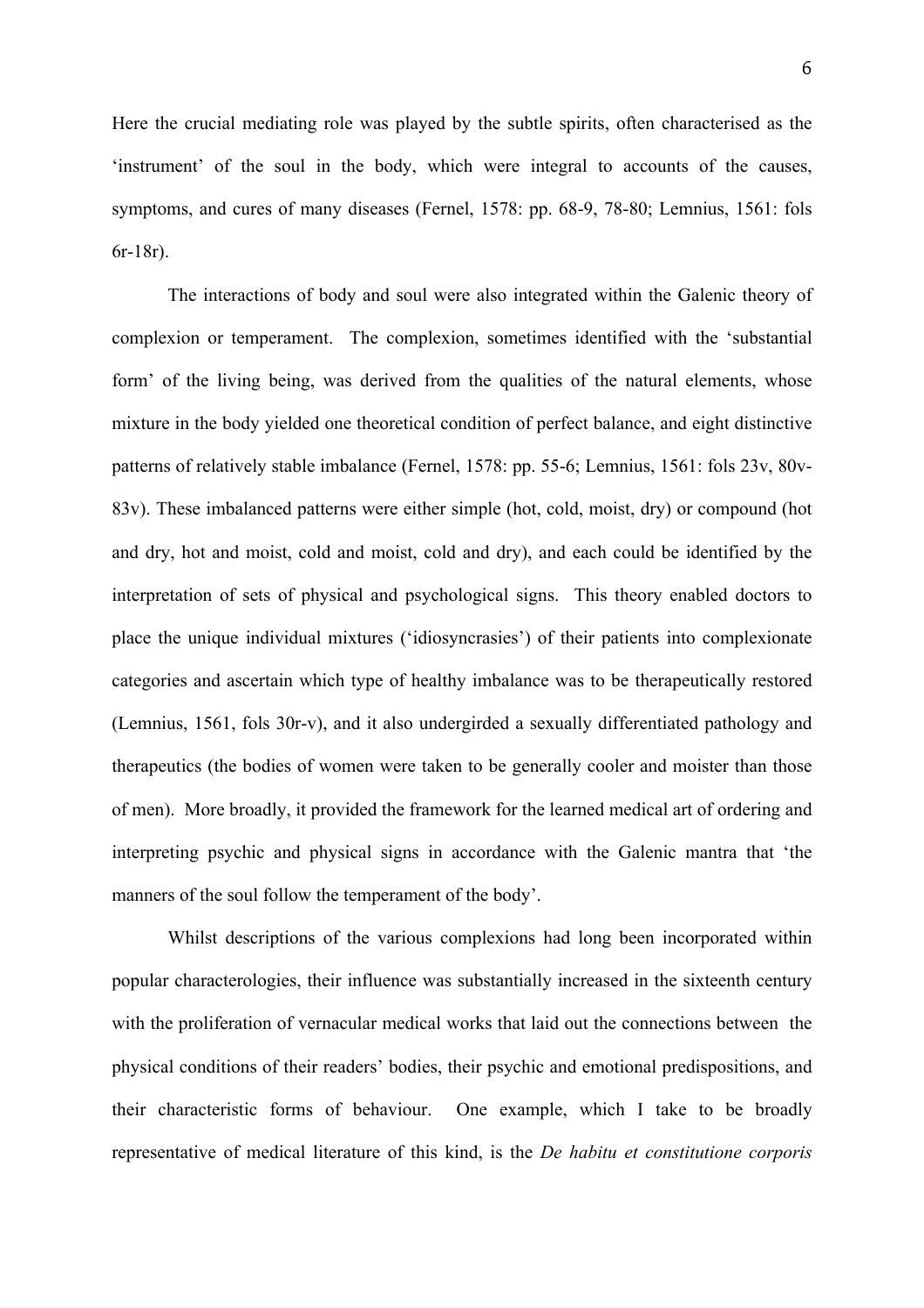Here the crucial mediating role was played by the subtle spirits, often characterised as the 'instrument' of the soul in the body, which were integral to accounts of the causes, symptoms, and cures of many diseases (Fernel, 1578: pp. 68-9, 78-80; Lemnius, 1561: fols 6r-18r).

The interactions of body and soul were also integrated within the Galenic theory of complexion or temperament. The complexion, sometimes identified with the 'substantial form' of the living being, was derived from the qualities of the natural elements, whose mixture in the body yielded one theoretical condition of perfect balance, and eight distinctive patterns of relatively stable imbalance (Fernel, 1578: pp. 55-6; Lemnius, 1561: fols 23v, 80v-83v). These imbalanced patterns were either simple (hot, cold, moist, dry) or compound (hot and dry, hot and moist, cold and moist, cold and dry), and each could be identified by the interpretation of sets of physical and psychological signs. This theory enabled doctors to place the unique individual mixtures ('idiosyncrasies') of their patients into complexionate categories and ascertain which type of healthy imbalance was to be therapeutically restored (Lemnius, 1561, fols 30r-v), and it also undergirded a sexually differentiated pathology and therapeutics (the bodies of women were taken to be generally cooler and moister than those of men). More broadly, it provided the framework for the learned medical art of ordering and interpreting psychic and physical signs in accordance with the Galenic mantra that 'the manners of the soul follow the temperament of the body'.

Whilst descriptions of the various complexions had long been incorporated within popular characterologies, their influence was substantially increased in the sixteenth century with the proliferation of vernacular medical works that laid out the connections between the physical conditions of their readers' bodies, their psychic and emotional predispositions, and their characteristic forms of behaviour. One example, which I take to be broadly representative of medical literature of this kind, is the *De habitu et constitutione corporis*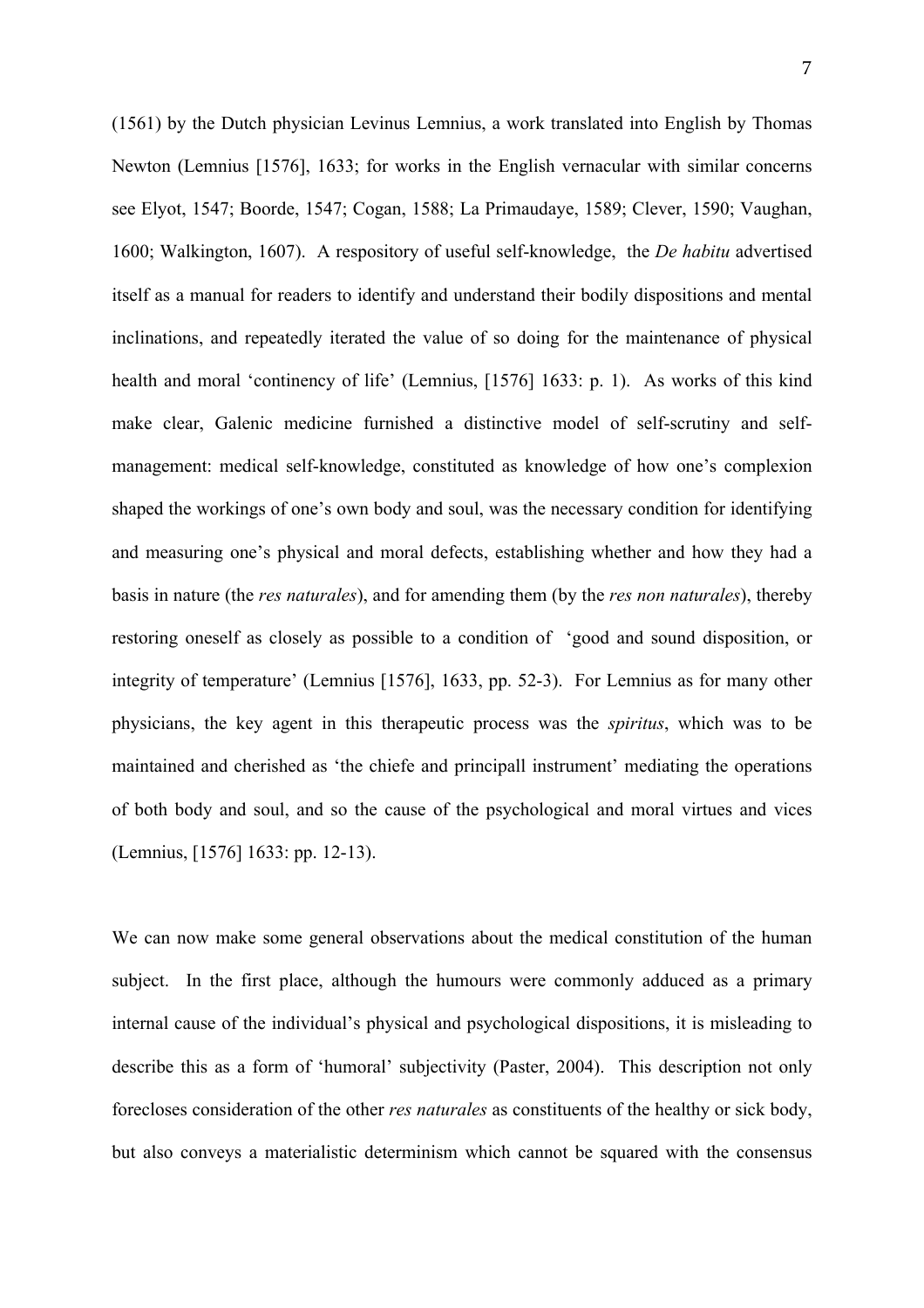(1561) by the Dutch physician Levinus Lemnius, a work translated into English by Thomas Newton (Lemnius [1576], 1633; for works in the English vernacular with similar concerns see Elyot, 1547; Boorde, 1547; Cogan, 1588; La Primaudaye, 1589; Clever, 1590; Vaughan, 1600; Walkington, 1607). A respository of useful self-knowledge, the *De habitu* advertised itself as a manual for readers to identify and understand their bodily dispositions and mental inclinations, and repeatedly iterated the value of so doing for the maintenance of physical health and moral 'continency of life' (Lemnius, [1576] 1633: p. 1). As works of this kind make clear, Galenic medicine furnished a distinctive model of self-scrutiny and self-management: medical self-knowledge, constituted as knowledge of how one's complexion shaped the workings of one's own body and soul, was the necessary condition for identifying and measuring one's physical and moral defects, establishing whether and how they had a basis in nature (the *res naturales*), and for amending them (by the *res non naturales*), thereby restoring oneself as closely as possible to a condition of 'good and sound disposition, or integrity of temperature' (Lemnius [1576], 1633, pp. 52-3). For Lemnius as for many other physicians, the key agent in this therapeutic process was the *spiritus*, which was to be maintained and cherished as 'the chiefe and principall instrument' mediating the operations of both body and soul, and so the cause of the psychological and moral virtues and vices (Lemnius, [1576] 1633: pp. 12-13).

We can now make some general observations about the medical constitution of the human subject. In the first place, although the humours were commonly adduced as a primary internal cause of the individual's physical and psychological dispositions, it is misleading to describe this as a form of 'humoral' subjectivity (Paster, 2004). This description not only forecloses consideration of the other *res naturales* as constituents of the healthy or sick body, but also conveys a materialistic determinism which cannot be squared with the consensus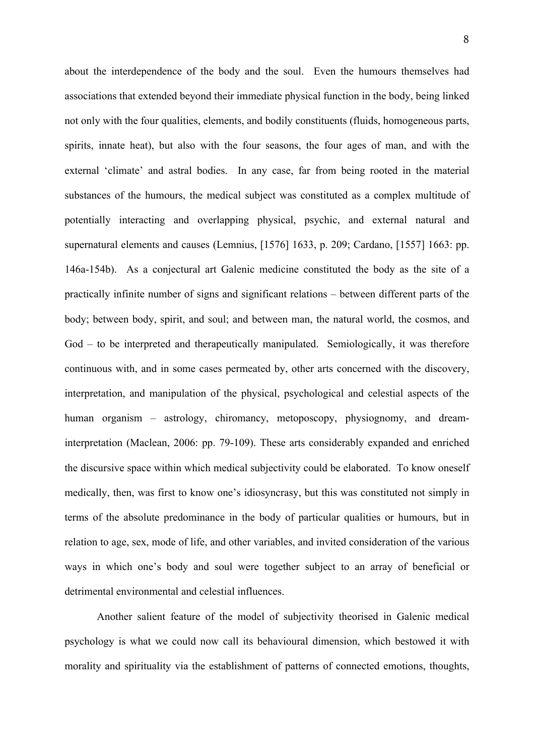about the interdependence of the body and the soul. Even the humours themselves had associations that extended beyond their immediate physical function in the body, being linked not only with the four qualities, elements, and bodily constituents (fluids, homogeneous parts, spirits, innate heat), but also with the four seasons, the four ages of man, and with the external 'climate' and astral bodies. In any case, far from being rooted in the material substances of the humours, the medical subject was constituted as a complex multitude of potentially interacting and overlapping physical, psychic, and external natural and supernatural elements and causes (Lemnius, [1576] 1633, p. 209; Cardano, [1557] 1663: pp. 146a-154b). As a conjectural art Galenic medicine constituted the body as the site of a practically infinite number of signs and significant relations – between different parts of the body; between body, spirit, and soul; and between man, the natural world, the cosmos, and God – to be interpreted and therapeutically manipulated. Semiologically, it was therefore continuous with, and in some cases permeated by, other arts concerned with the discovery, interpretation, and manipulation of the physical, psychological and celestial aspects of the human organism – astrology, chiromancy, metoposcopy, physiognomy, and dream-interpretation (Maclean, 2006: pp. 79-109). These arts considerably expanded and enriched the discursive space within which medical subjectivity could be elaborated. To know oneself medically, then, was first to know one's idiosyncrasy, but this was constituted not simply in terms of the absolute predominance in the body of particular qualities or humours, but in relation to age, sex, mode of life, and other variables, and invited consideration of the various ways in which one's body and soul were together subject to an array of beneficial or detrimental environmental and celestial influences.

Another salient feature of the model of subjectivity theorised in Galenic medical psychology is what we could now call its behavioural dimension, which bestowed it with morality and spirituality via the establishment of patterns of connected emotions, thoughts,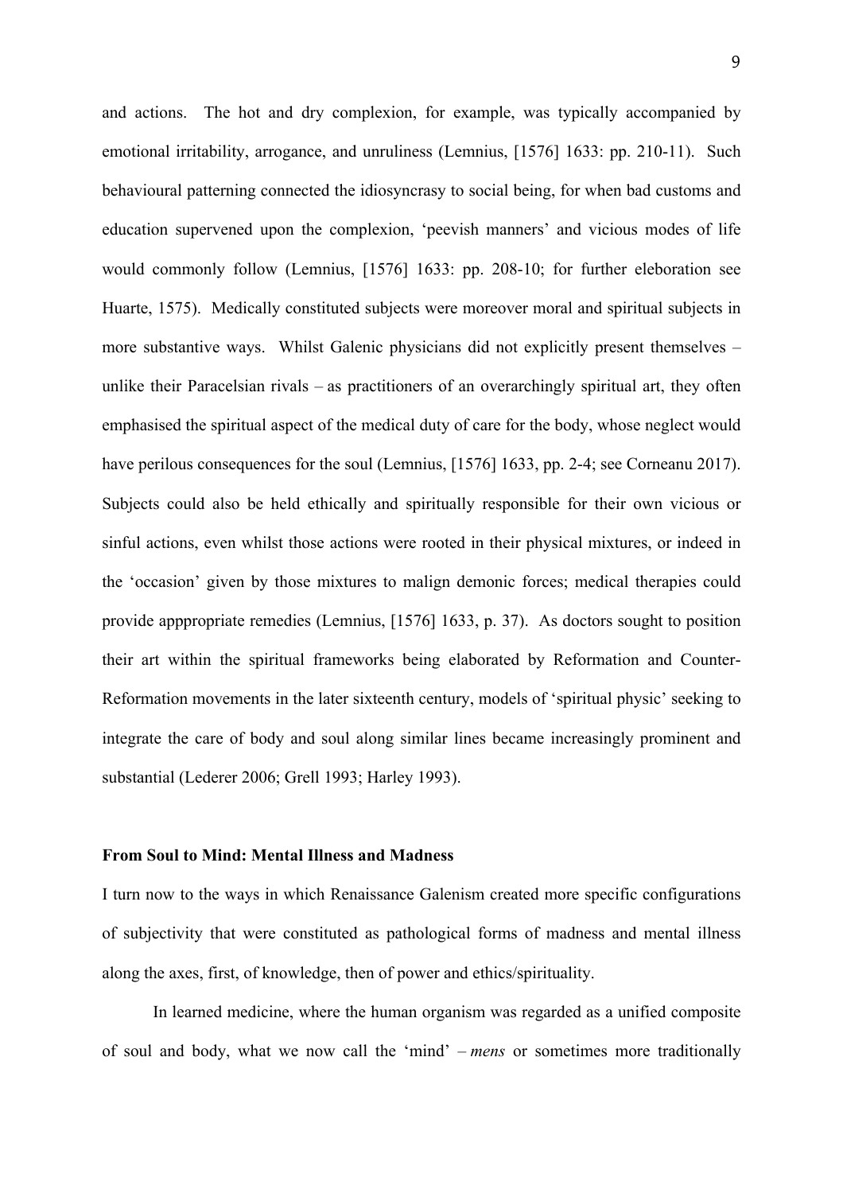and actions. The hot and dry complexion, for example, was typically accompanied by emotional irritability, arrogance, and unruliness (Lemnius, [1576] 1633: pp. 210-11). Such behavioural patterning connected the idiosyncrasy to social being, for when bad customs and education supervened upon the complexion, 'peevish manners' and vicious modes of life would commonly follow (Lemnius, [1576] 1633: pp. 208-10; for further eleboration see Huarte, 1575). Medically constituted subjects were moreover moral and spiritual subjects in more substantive ways. Whilst Galenic physicians did not explicitly present themselves – unlike their Paracelsian rivals – as practitioners of an overarchingly spiritual art, they often emphasised the spiritual aspect of the medical duty of care for the body, whose neglect would have perilous consequences for the soul (Lemnius, [1576] 1633, pp. 2-4; see Corneanu 2017). Subjects could also be held ethically and spiritually responsible for their own vicious or sinful actions, even whilst those actions were rooted in their physical mixtures, or indeed in the 'occasion' given by those mixtures to malign demonic forces; medical therapies could provide apppropriate remedies (Lemnius, [1576] 1633, p. 37). As doctors sought to position their art within the spiritual frameworks being elaborated by Reformation and Counter-Reformation movements in the later sixteenth century, models of 'spiritual physic' seeking to integrate the care of body and soul along similar lines became increasingly prominent and substantial (Lederer 2006; Grell 1993; Harley 1993).

**From Soul to Mind: Mental Illness and Madness**

I turn now to the ways in which Renaissance Galenism created more specific configurations of subjectivity that were constituted as pathological forms of madness and mental illness along the axes, first, of knowledge, then of power and ethics/spirituality.

In learned medicine, where the human organism was regarded as a unified composite of soul and body, what we now call the 'mind' – *mens* or sometimes more traditionally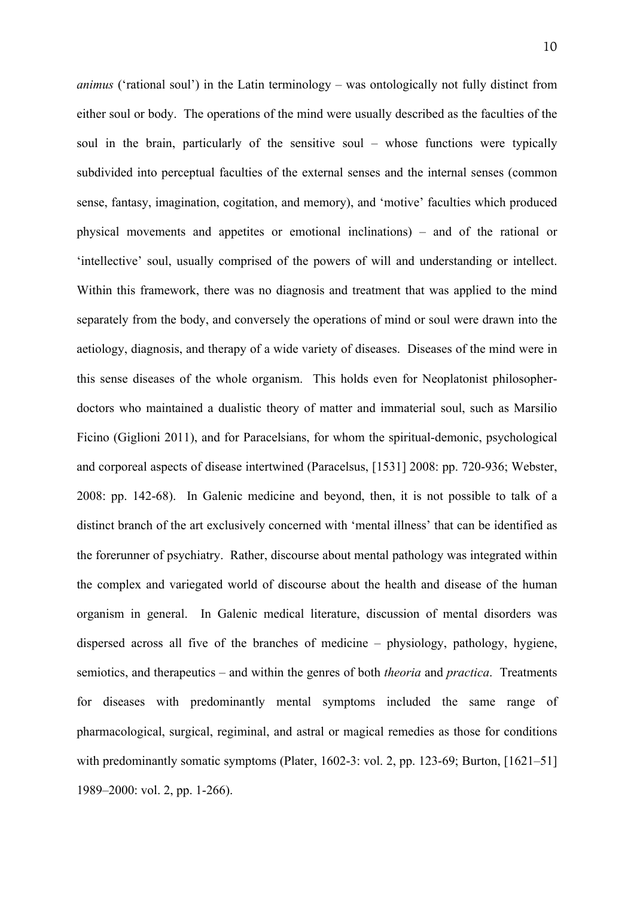*animus* ('rational soul') in the Latin terminology – was ontologically not fully distinct from either soul or body. The operations of the mind were usually described as the faculties of the soul in the brain, particularly of the sensitive soul – whose functions were typically subdivided into perceptual faculties of the external senses and the internal senses (common sense, fantasy, imagination, cogitation, and memory), and 'motive' faculties which produced physical movements and appetites or emotional inclinations) – and of the rational or 'intellective' soul, usually comprised of the powers of will and understanding or intellect. Within this framework, there was no diagnosis and treatment that was applied to the mind separately from the body, and conversely the operations of mind or soul were drawn into the aetiology, diagnosis, and therapy of a wide variety of diseases. Diseases of the mind were in this sense diseases of the whole organism. This holds even for Neoplatonist philosopher-doctors who maintained a dualistic theory of matter and immaterial soul, such as Marsilio Ficino (Giglioni 2011), and for Paracelsians, for whom the spiritual-demonic, psychological and corporeal aspects of disease intertwined (Paracelsus, [1531] 2008: pp. 720-936; Webster, 2008: pp. 142-68). In Galenic medicine and beyond, then, it is not possible to talk of a distinct branch of the art exclusively concerned with 'mental illness' that can be identified as the forerunner of psychiatry. Rather, discourse about mental pathology was integrated within the complex and variegated world of discourse about the health and disease of the human organism in general. In Galenic medical literature, discussion of mental disorders was dispersed across all five of the branches of medicine – physiology, pathology, hygiene, semiotics, and therapeutics – and within the genres of both *theoria* and *practica*. Treatments for diseases with predominantly mental symptoms included the same range of pharmacological, surgical, regiminal, and astral or magical remedies as those for conditions with predominantly somatic symptoms (Plater, 1602-3: vol. 2, pp. 123-69; Burton, [1621–51] 1989–2000: vol. 2, pp. 1-266).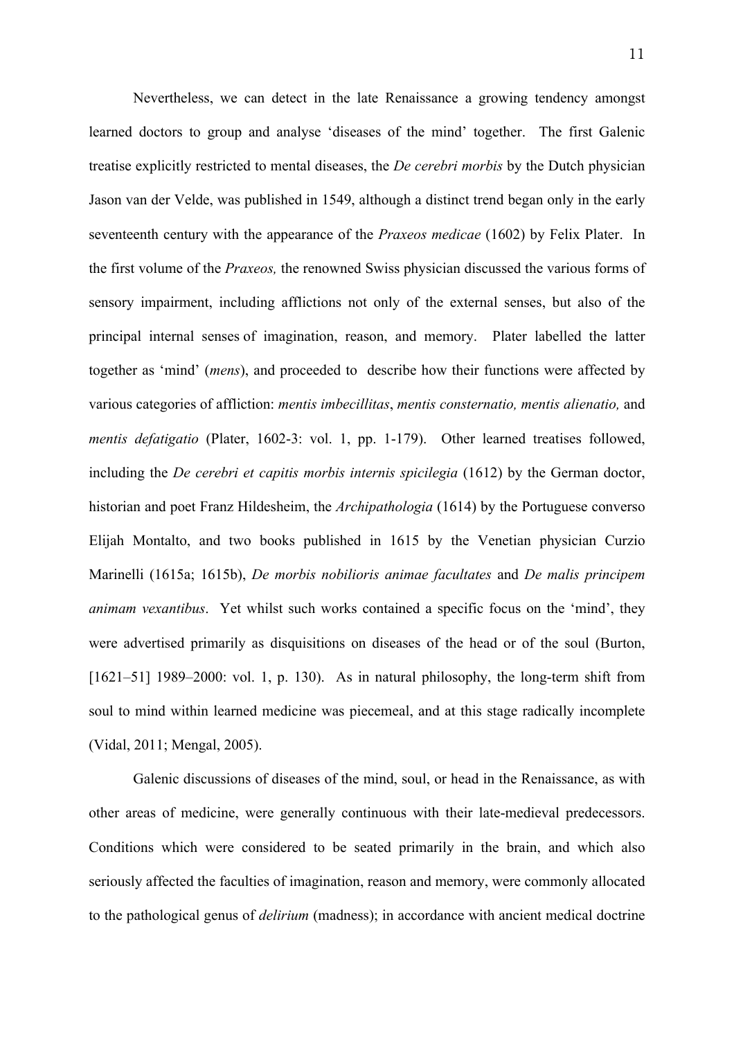Nevertheless, we can detect in the late Renaissance a growing tendency amongst learned doctors to group and analyse 'diseases of the mind' together. The first Galenic treatise explicitly restricted to mental diseases, the *De cerebri morbis* by the Dutch physician Jason van der Velde, was published in 1549, although a distinct trend began only in the early seventeenth century with the appearance of the *Praxeos medicae* (1602) by Felix Plater. In the first volume of the *Praxeos,* the renowned Swiss physician discussed the various forms of sensory impairment, including afflictions not only of the external senses, but also of the principal internal senses of imagination, reason, and memory. Plater labelled the latter together as 'mind' (*mens*), and proceeded to describe how their functions were affected by various categories of affliction: *mentis imbecillitas*, *mentis consternatio, mentis alienatio,* and *mentis defatigatio* (Plater, 1602-3: vol. 1, pp. 1-179). Other learned treatises followed, including the *De cerebri et capitis morbis internis spicilegia* (1612) by the German doctor, historian and poet Franz Hildesheim, the *Archipathologia* (1614) by the Portuguese converso Elijah Montalto, and two books published in 1615 by the Venetian physician Curzio Marinelli (1615a; 1615b), *De morbis nobilioris animae facultates* and *De malis principem animam vexantibus*. Yet whilst such works contained a specific focus on the 'mind', they were advertised primarily as disquisitions on diseases of the head or of the soul (Burton, [1621–51] 1989–2000: vol. 1, p. 130). As in natural philosophy, the long-term shift from soul to mind within learned medicine was piecemeal, and at this stage radically incomplete (Vidal, 2011; Mengal, 2005).

Galenic discussions of diseases of the mind, soul, or head in the Renaissance, as with other areas of medicine, were generally continuous with their late-medieval predecessors. Conditions which were considered to be seated primarily in the brain, and which also seriously affected the faculties of imagination, reason and memory, were commonly allocated to the pathological genus of *delirium* (madness); in accordance with ancient medical doctrine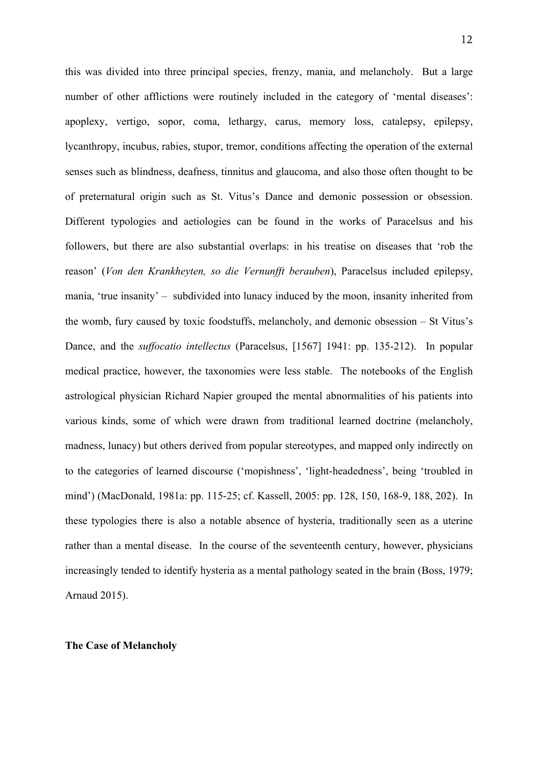this was divided into three principal species, frenzy, mania, and melancholy. But a large number of other afflictions were routinely included in the category of 'mental diseases': apoplexy, vertigo, sopor, coma, lethargy, carus, memory loss, catalepsy, epilepsy, lycanthropy, incubus, rabies, stupor, tremor, conditions affecting the operation of the external senses such as blindness, deafness, tinnitus and glaucoma, and also those often thought to be of preternatural origin such as St. Vitus's Dance and demonic possession or obsession. Different typologies and aetiologies can be found in the works of Paracelsus and his followers, but there are also substantial overlaps: in his treatise on diseases that 'rob the reason' (*Von den Krankheyten, so die Vernunfft berauben*), Paracelsus included epilepsy, mania, 'true insanity' – subdivided into lunacy induced by the moon, insanity inherited from the womb, fury caused by toxic foodstuffs, melancholy, and demonic obsession – St Vitus's Dance, and the *suffocatio intellectus* (Paracelsus, [1567] 1941: pp. 135-212). In popular medical practice, however, the taxonomies were less stable. The notebooks of the English astrological physician Richard Napier grouped the mental abnormalities of his patients into various kinds, some of which were drawn from traditional learned doctrine (melancholy, madness, lunacy) but others derived from popular stereotypes, and mapped only indirectly on to the categories of learned discourse ('mopishness', 'light-headedness', being 'troubled in mind') (MacDonald, 1981a: pp. 115-25; cf. Kassell, 2005: pp. 128, 150, 168-9, 188, 202). In these typologies there is also a notable absence of hysteria, traditionally seen as a uterine rather than a mental disease. In the course of the seventeenth century, however, physicians increasingly tended to identify hysteria as a mental pathology seated in the brain (Boss, 1979; Arnaud 2015).

**The Case of Melancholy**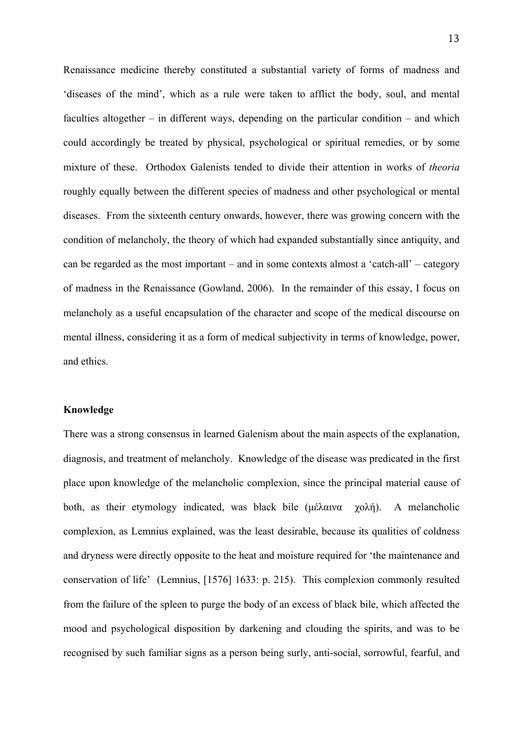Renaissance medicine thereby constituted a substantial variety of forms of madness and 'diseases of the mind', which as a rule were taken to afflict the body, soul, and mental faculties altogether – in different ways, depending on the particular condition – and which could accordingly be treated by physical, psychological or spiritual remedies, or by some mixture of these. Orthodox Galenists tended to divide their attention in works of *theoria* roughly equally between the different species of madness and other psychological or mental diseases. From the sixteenth century onwards, however, there was growing concern with the condition of melancholy, the theory of which had expanded substantially since antiquity, and can be regarded as the most important – and in some contexts almost a 'catch-all' – category of madness in the Renaissance (Gowland, 2006). In the remainder of this essay, I focus on melancholy as a useful encapsulation of the character and scope of the medical discourse on mental illness, considering it as a form of medical subjectivity in terms of knowledge, power, and ethics.

**Knowledge**

There was a strong consensus in learned Galenism about the main aspects of the explanation, diagnosis, and treatment of melancholy. Knowledge of the disease was predicated in the first place upon knowledge of the melancholic complexion, since the principal material cause of both, as their etymology indicated, was black bile (μέλαινα χολή). A melancholic complexion, as Lemnius explained, was the least desirable, because its qualities of coldness and dryness were directly opposite to the heat and moisture required for 'the maintenance and conservation of life' (Lemnius, [1576] 1633: p. 215). This complexion commonly resulted from the failure of the spleen to purge the body of an excess of black bile, which affected the mood and psychological disposition by darkening and clouding the spirits, and was to be recognised by such familiar signs as a person being surly, anti-social, sorrowful, fearful, and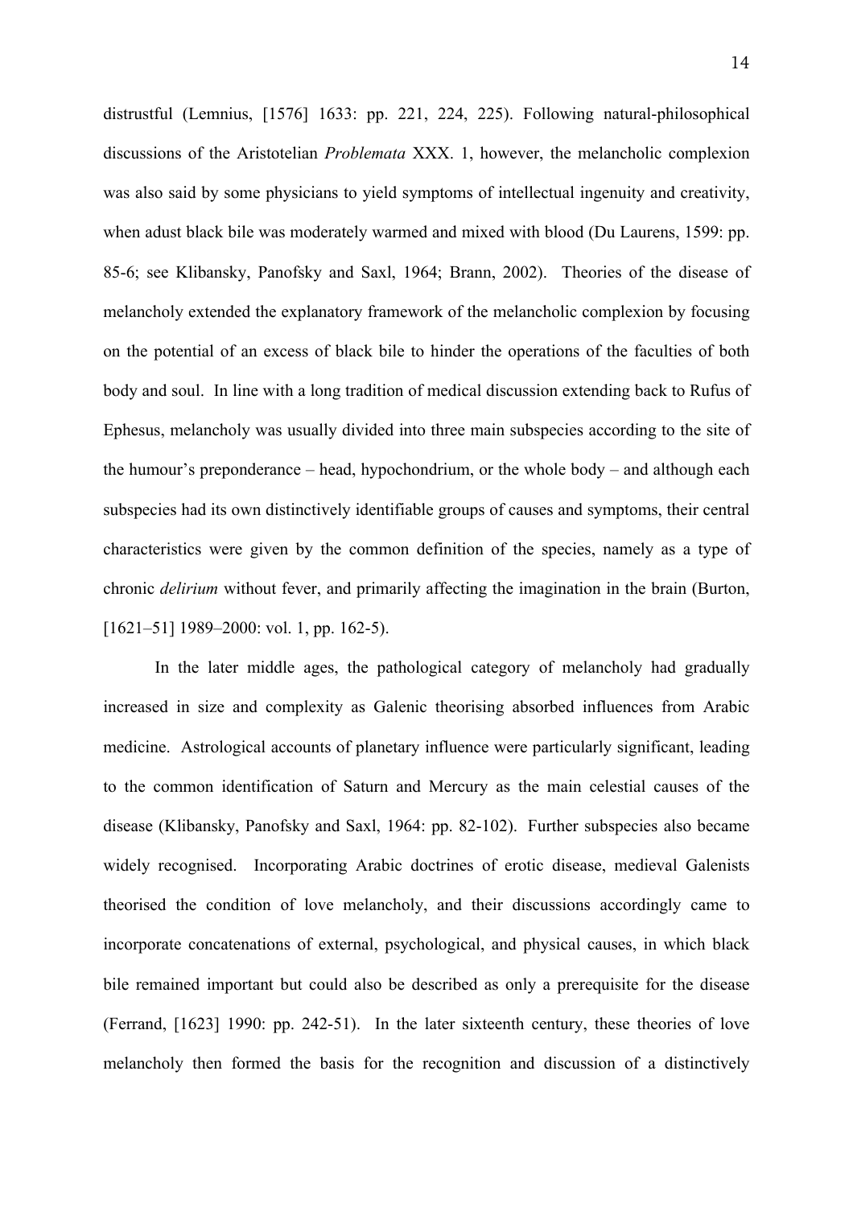distrustful (Lemnius, [1576] 1633: pp. 221, 224, 225). Following natural-philosophical discussions of the Aristotelian *Problemata* XXX. 1, however, the melancholic complexion was also said by some physicians to yield symptoms of intellectual ingenuity and creativity, when adust black bile was moderately warmed and mixed with blood (Du Laurens, 1599: pp. 85-6; see Klibansky, Panofsky and Saxl, 1964; Brann, 2002). Theories of the disease of melancholy extended the explanatory framework of the melancholic complexion by focusing on the potential of an excess of black bile to hinder the operations of the faculties of both body and soul. In line with a long tradition of medical discussion extending back to Rufus of Ephesus, melancholy was usually divided into three main subspecies according to the site of the humour's preponderance – head, hypochondrium, or the whole body – and although each subspecies had its own distinctively identifiable groups of causes and symptoms, their central characteristics were given by the common definition of the species, namely as a type of chronic *delirium* without fever, and primarily affecting the imagination in the brain (Burton, [1621–51] 1989–2000: vol. 1, pp. 162-5).

In the later middle ages, the pathological category of melancholy had gradually increased in size and complexity as Galenic theorising absorbed influences from Arabic medicine. Astrological accounts of planetary influence were particularly significant, leading to the common identification of Saturn and Mercury as the main celestial causes of the disease (Klibansky, Panofsky and Saxl, 1964: pp. 82-102). Further subspecies also became widely recognised. Incorporating Arabic doctrines of erotic disease, medieval Galenists theorised the condition of love melancholy, and their discussions accordingly came to incorporate concatenations of external, psychological, and physical causes, in which black bile remained important but could also be described as only a prerequisite for the disease (Ferrand, [1623] 1990: pp. 242-51). In the later sixteenth century, these theories of love melancholy then formed the basis for the recognition and discussion of a distinctively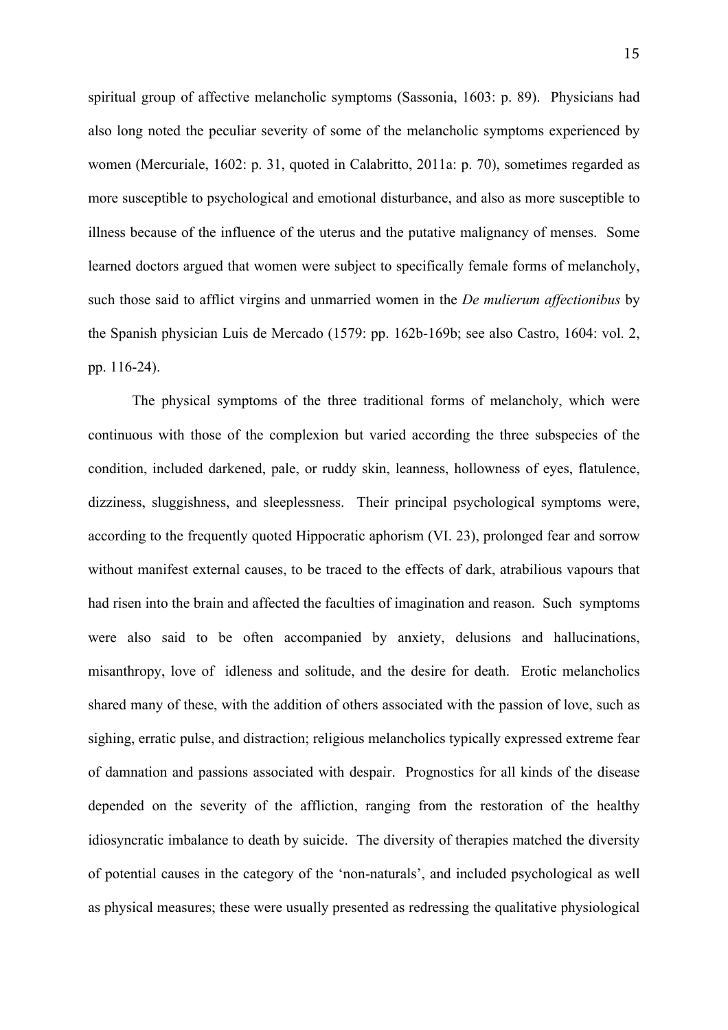spiritual group of affective melancholic symptoms (Sassonia, 1603: p. 89). Physicians had also long noted the peculiar severity of some of the melancholic symptoms experienced by women (Mercuriale, 1602: p. 31, quoted in Calabritto, 2011a: p. 70), sometimes regarded as more susceptible to psychological and emotional disturbance, and also as more susceptible to illness because of the influence of the uterus and the putative malignancy of menses. Some learned doctors argued that women were subject to specifically female forms of melancholy, such those said to afflict virgins and unmarried women in the *De mulierum affectionibus* by the Spanish physician Luis de Mercado (1579: pp. 162b-169b; see also Castro, 1604: vol. 2, pp. 116-24).

The physical symptoms of the three traditional forms of melancholy, which were continuous with those of the complexion but varied according the three subspecies of the condition, included darkened, pale, or ruddy skin, leanness, hollowness of eyes, flatulence, dizziness, sluggishness, and sleeplessness. Their principal psychological symptoms were, according to the frequently quoted Hippocratic aphorism (VI. 23), prolonged fear and sorrow without manifest external causes, to be traced to the effects of dark, atrabilious vapours that had risen into the brain and affected the faculties of imagination and reason. Such symptoms were also said to be often accompanied by anxiety, delusions and hallucinations, misanthropy, love of idleness and solitude, and the desire for death. Erotic melancholics shared many of these, with the addition of others associated with the passion of love, such as sighing, erratic pulse, and distraction; religious melancholics typically expressed extreme fear of damnation and passions associated with despair. Prognostics for all kinds of the disease depended on the severity of the affliction, ranging from the restoration of the healthy idiosyncratic imbalance to death by suicide. The diversity of therapies matched the diversity of potential causes in the category of the 'non-naturals', and included psychological as well as physical measures; these were usually presented as redressing the qualitative physiological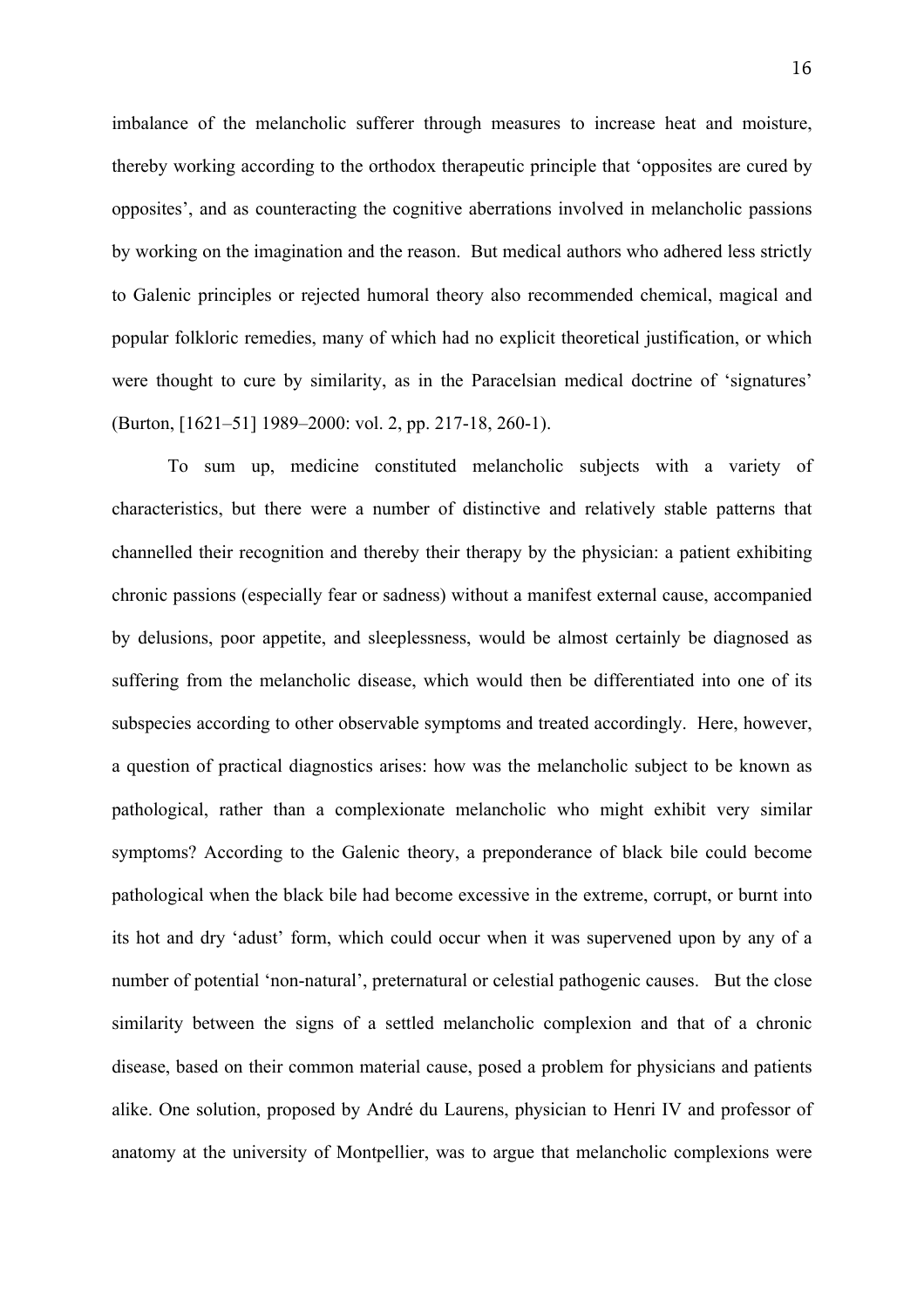imbalance of the melancholic sufferer through measures to increase heat and moisture, thereby working according to the orthodox therapeutic principle that 'opposites are cured by opposites', and as counteracting the cognitive aberrations involved in melancholic passions by working on the imagination and the reason. But medical authors who adhered less strictly to Galenic principles or rejected humoral theory also recommended chemical, magical and popular folkloric remedies, many of which had no explicit theoretical justification, or which were thought to cure by similarity, as in the Paracelsian medical doctrine of 'signatures' (Burton, [1621–51] 1989–2000: vol. 2, pp. 217-18, 260-1).

To sum up, medicine constituted melancholic subjects with a variety of characteristics, but there were a number of distinctive and relatively stable patterns that channelled their recognition and thereby their therapy by the physician: a patient exhibiting chronic passions (especially fear or sadness) without a manifest external cause, accompanied by delusions, poor appetite, and sleeplessness, would be almost certainly be diagnosed as suffering from the melancholic disease, which would then be differentiated into one of its subspecies according to other observable symptoms and treated accordingly. Here, however, a question of practical diagnostics arises: how was the melancholic subject to be known as pathological, rather than a complexionate melancholic who might exhibit very similar symptoms? According to the Galenic theory, a preponderance of black bile could become pathological when the black bile had become excessive in the extreme, corrupt, or burnt into its hot and dry 'adust' form, which could occur when it was supervened upon by any of a number of potential 'non-natural', preternatural or celestial pathogenic causes. But the close similarity between the signs of a settled melancholic complexion and that of a chronic disease, based on their common material cause, posed a problem for physicians and patients alike. One solution, proposed by André du Laurens, physician to Henri IV and professor of anatomy at the university of Montpellier, was to argue that melancholic complexions were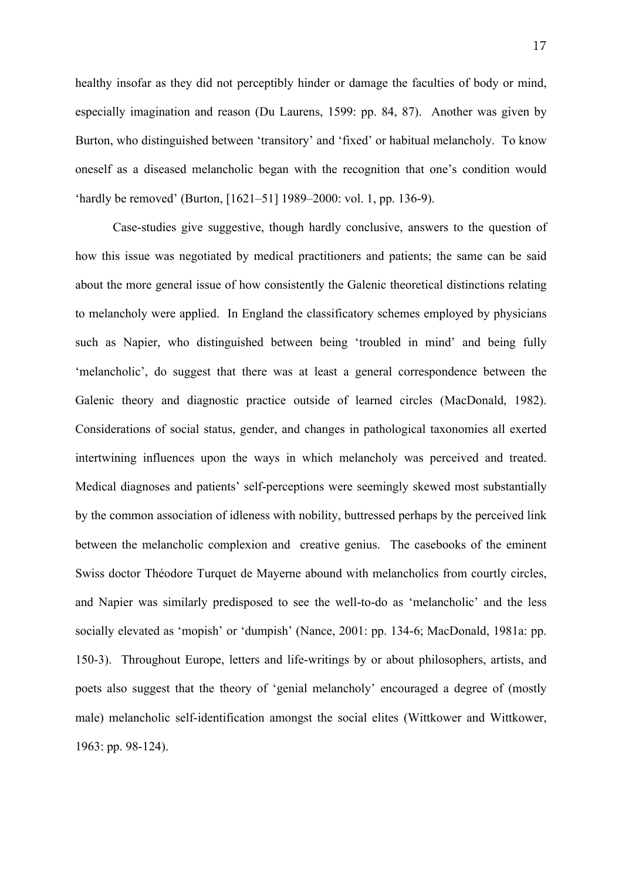healthy insofar as they did not perceptibly hinder or damage the faculties of body or mind, especially imagination and reason (Du Laurens, 1599: pp. 84, 87). Another was given by Burton, who distinguished between 'transitory' and 'fixed' or habitual melancholy. To know oneself as a diseased melancholic began with the recognition that one's condition would 'hardly be removed' (Burton, [1621–51] 1989–2000: vol. 1, pp. 136-9).

Case-studies give suggestive, though hardly conclusive, answers to the question of how this issue was negotiated by medical practitioners and patients; the same can be said about the more general issue of how consistently the Galenic theoretical distinctions relating to melancholy were applied. In England the classificatory schemes employed by physicians such as Napier, who distinguished between being 'troubled in mind' and being fully 'melancholic', do suggest that there was at least a general correspondence between the Galenic theory and diagnostic practice outside of learned circles (MacDonald, 1982). Considerations of social status, gender, and changes in pathological taxonomies all exerted intertwining influences upon the ways in which melancholy was perceived and treated. Medical diagnoses and patients' self-perceptions were seemingly skewed most substantially by the common association of idleness with nobility, buttressed perhaps by the perceived link between the melancholic complexion and creative genius. The casebooks of the eminent Swiss doctor Théodore Turquet de Mayerne abound with melancholics from courtly circles, and Napier was similarly predisposed to see the well-to-do as 'melancholic' and the less socially elevated as 'mopish' or 'dumpish' (Nance, 2001: pp. 134-6; MacDonald, 1981a: pp. 150-3). Throughout Europe, letters and life-writings by or about philosophers, artists, and poets also suggest that the theory of 'genial melancholy' encouraged a degree of (mostly male) melancholic self-identification amongst the social elites (Wittkower and Wittkower, 1963: pp. 98-124).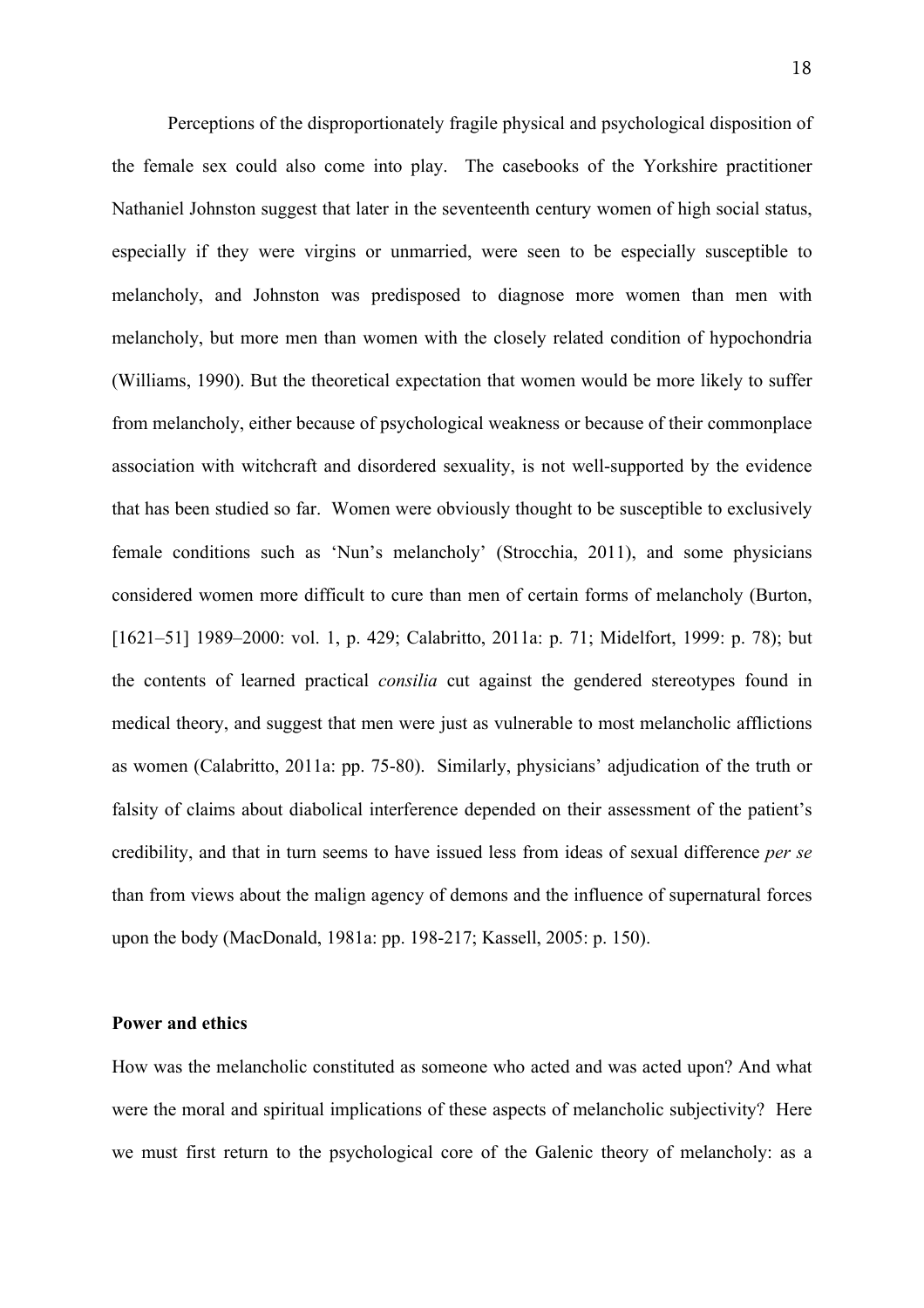Perceptions of the disproportionately fragile physical and psychological disposition of the female sex could also come into play. The casebooks of the Yorkshire practitioner Nathaniel Johnston suggest that later in the seventeenth century women of high social status, especially if they were virgins or unmarried, were seen to be especially susceptible to melancholy, and Johnston was predisposed to diagnose more women than men with melancholy, but more men than women with the closely related condition of hypochondria (Williams, 1990). But the theoretical expectation that women would be more likely to suffer from melancholy, either because of psychological weakness or because of their commonplace association with witchcraft and disordered sexuality, is not well-supported by the evidence that has been studied so far. Women were obviously thought to be susceptible to exclusively female conditions such as 'Nun's melancholy' (Strocchia, 2011), and some physicians considered women more difficult to cure than men of certain forms of melancholy (Burton, [1621–51] 1989–2000: vol. 1, p. 429; Calabritto, 2011a: p. 71; Midelfort, 1999: p. 78); but the contents of learned practical *consilia* cut against the gendered stereotypes found in medical theory, and suggest that men were just as vulnerable to most melancholic afflictions as women (Calabritto, 2011a: pp. 75-80). Similarly, physicians' adjudication of the truth or falsity of claims about diabolical interference depended on their assessment of the patient's credibility, and that in turn seems to have issued less from ideas of sexual difference *per se* than from views about the malign agency of demons and the influence of supernatural forces upon the body (MacDonald, 1981a: pp. 198-217; Kassell, 2005: p. 150).

**Power and ethics**

How was the melancholic constituted as someone who acted and was acted upon? And what were the moral and spiritual implications of these aspects of melancholic subjectivity? Here we must first return to the psychological core of the Galenic theory of melancholy: as a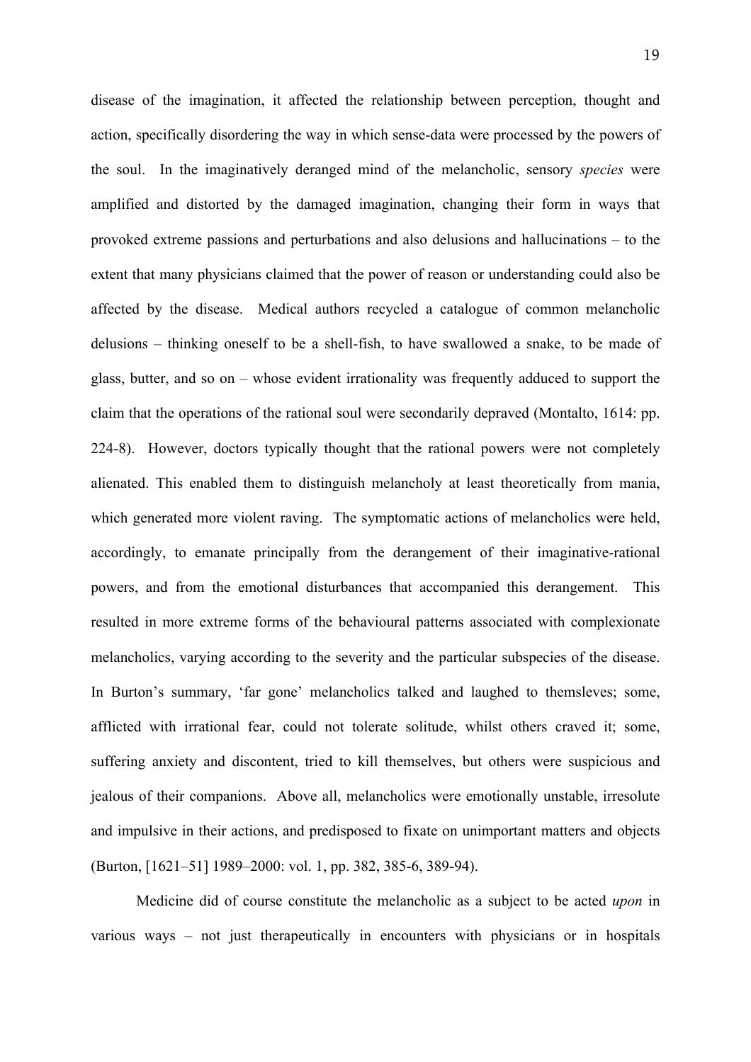disease of the imagination, it affected the relationship between perception, thought and action, specifically disordering the way in which sense-data were processed by the powers of the soul. In the imaginatively deranged mind of the melancholic, sensory *species* were amplified and distorted by the damaged imagination, changing their form in ways that provoked extreme passions and perturbations and also delusions and hallucinations – to the extent that many physicians claimed that the power of reason or understanding could also be affected by the disease. Medical authors recycled a catalogue of common melancholic delusions – thinking oneself to be a shell-fish, to have swallowed a snake, to be made of glass, butter, and so on – whose evident irrationality was frequently adduced to support the claim that the operations of the rational soul were secondarily depraved (Montalto, 1614: pp. 224-8). However, doctors typically thought that the rational powers were not completely alienated. This enabled them to distinguish melancholy at least theoretically from mania, which generated more violent raving. The symptomatic actions of melancholics were held, accordingly, to emanate principally from the derangement of their imaginative-rational powers, and from the emotional disturbances that accompanied this derangement. This resulted in more extreme forms of the behavioural patterns associated with complexionate melancholics, varying according to the severity and the particular subspecies of the disease. In Burton's summary, 'far gone' melancholics talked and laughed to themsleves; some, afflicted with irrational fear, could not tolerate solitude, whilst others craved it; some, suffering anxiety and discontent, tried to kill themselves, but others were suspicious and jealous of their companions. Above all, melancholics were emotionally unstable, irresolute and impulsive in their actions, and predisposed to fixate on unimportant matters and objects (Burton, [1621–51] 1989–2000: vol. 1, pp. 382, 385-6, 389-94).

Medicine did of course constitute the melancholic as a subject to be acted *upon* in various ways – not just therapeutically in encounters with physicians or in hospitals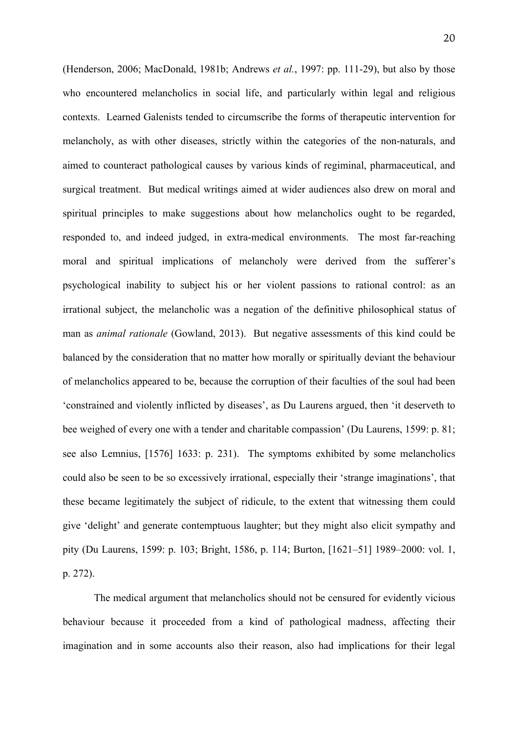(Henderson, 2006; MacDonald, 1981b; Andrews *et al.*, 1997: pp. 111-29), but also by those who encountered melancholics in social life, and particularly within legal and religious contexts. Learned Galenists tended to circumscribe the forms of therapeutic intervention for melancholy, as with other diseases, strictly within the categories of the non-naturals, and aimed to counteract pathological causes by various kinds of regiminal, pharmaceutical, and surgical treatment. But medical writings aimed at wider audiences also drew on moral and spiritual principles to make suggestions about how melancholics ought to be regarded, responded to, and indeed judged, in extra-medical environments. The most far-reaching moral and spiritual implications of melancholy were derived from the sufferer's psychological inability to subject his or her violent passions to rational control: as an irrational subject, the melancholic was a negation of the definitive philosophical status of man as *animal rationale* (Gowland, 2013). But negative assessments of this kind could be balanced by the consideration that no matter how morally or spiritually deviant the behaviour of melancholics appeared to be, because the corruption of their faculties of the soul had been 'constrained and violently inflicted by diseases', as Du Laurens argued, then 'it deserveth to bee weighed of every one with a tender and charitable compassion' (Du Laurens, 1599: p. 81; see also Lemnius, [1576] 1633: p. 231). The symptoms exhibited by some melancholics could also be seen to be so excessively irrational, especially their 'strange imaginations', that these became legitimately the subject of ridicule, to the extent that witnessing them could give 'delight' and generate contemptuous laughter; but they might also elicit sympathy and pity (Du Laurens, 1599: p. 103; Bright, 1586, p. 114; Burton, [1621–51] 1989–2000: vol. 1, p. 272).

The medical argument that melancholics should not be censured for evidently vicious behaviour because it proceeded from a kind of pathological madness, affecting their imagination and in some accounts also their reason, also had implications for their legal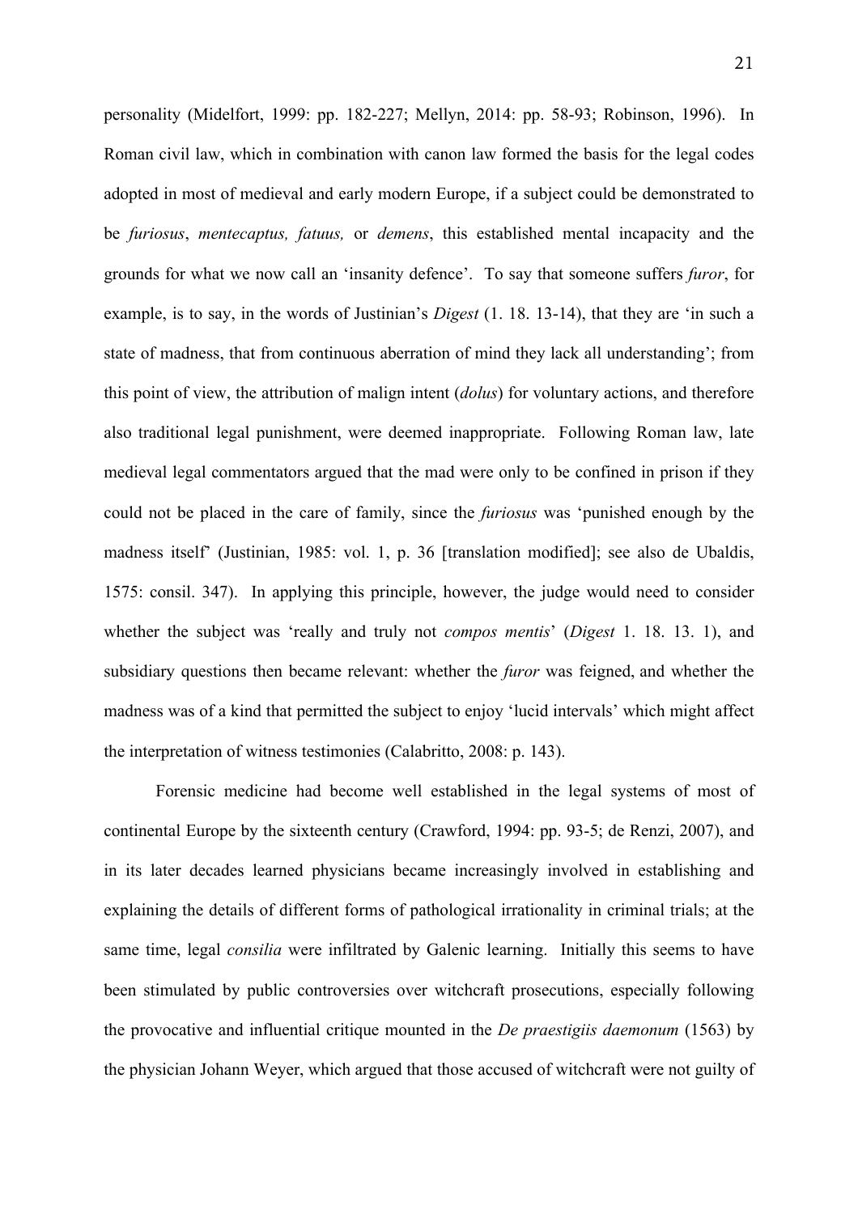personality (Midelfort, 1999: pp. 182-227; Mellyn, 2014: pp. 58-93; Robinson, 1996). In Roman civil law, which in combination with canon law formed the basis for the legal codes adopted in most of medieval and early modern Europe, if a subject could be demonstrated to be *furiosus*, *mentecaptus, fatuus,* or *demens*, this established mental incapacity and the grounds for what we now call an 'insanity defence'. To say that someone suffers *furor*, for example, is to say, in the words of Justinian's *Digest* (1. 18. 13-14), that they are 'in such a state of madness, that from continuous aberration of mind they lack all understanding'; from this point of view, the attribution of malign intent (*dolus*) for voluntary actions, and therefore also traditional legal punishment, were deemed inappropriate. Following Roman law, late medieval legal commentators argued that the mad were only to be confined in prison if they could not be placed in the care of family, since the *furiosus* was 'punished enough by the madness itself' (Justinian, 1985: vol. 1, p. 36 [translation modified]; see also de Ubaldis, 1575: consil. 347). In applying this principle, however, the judge would need to consider whether the subject was 'really and truly not *compos mentis*' (*Digest* 1. 18. 13. 1), and subsidiary questions then became relevant: whether the *furor* was feigned, and whether the madness was of a kind that permitted the subject to enjoy 'lucid intervals' which might affect the interpretation of witness testimonies (Calabritto, 2008: p. 143).

Forensic medicine had become well established in the legal systems of most of continental Europe by the sixteenth century (Crawford, 1994: pp. 93-5; de Renzi, 2007), and in its later decades learned physicians became increasingly involved in establishing and explaining the details of different forms of pathological irrationality in criminal trials; at the same time, legal *consilia* were infiltrated by Galenic learning. Initially this seems to have been stimulated by public controversies over witchcraft prosecutions, especially following the provocative and influential critique mounted in the *De praestigiis daemonum* (1563) by the physician Johann Weyer, which argued that those accused of witchcraft were not guilty of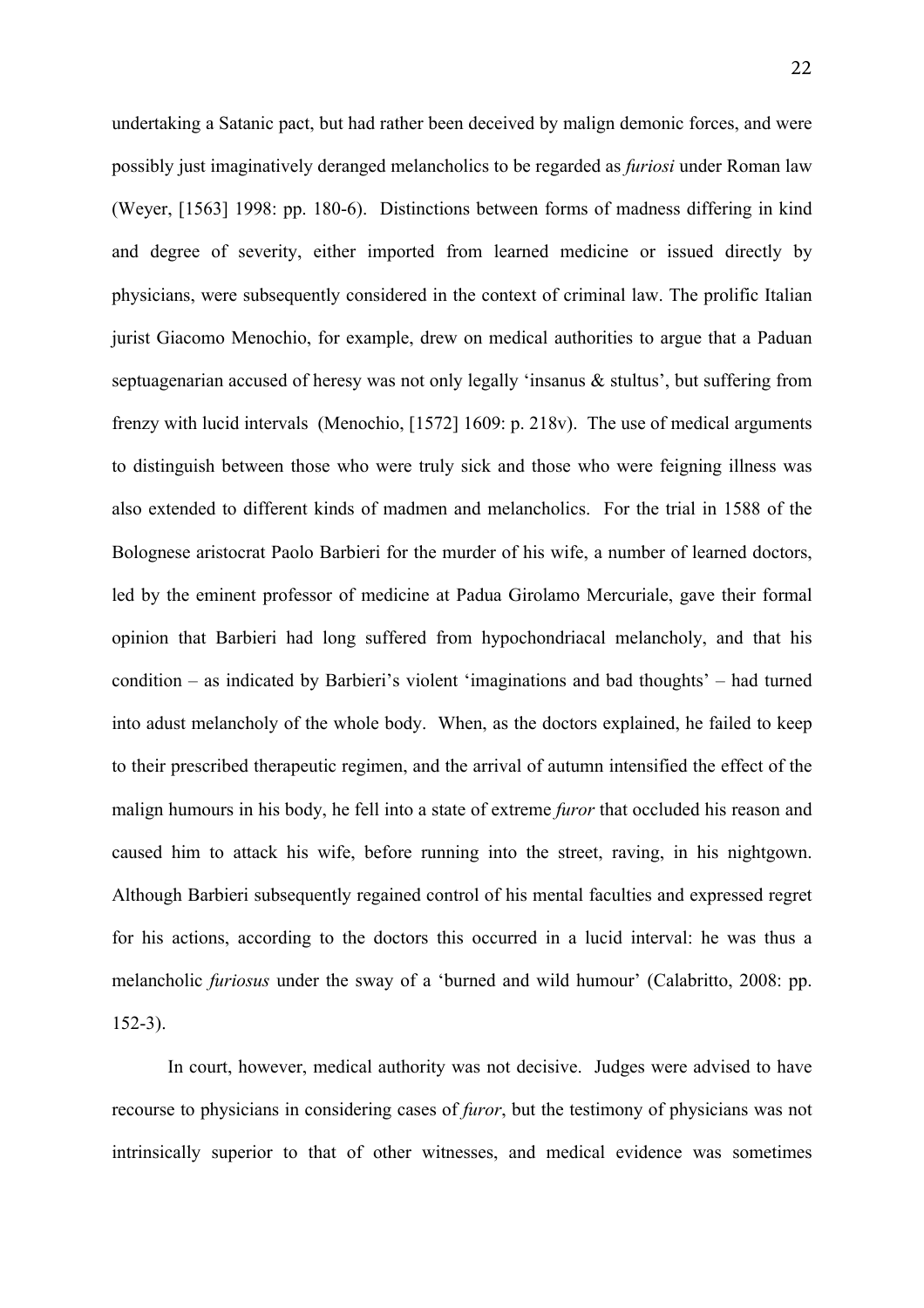undertaking a Satanic pact, but had rather been deceived by malign demonic forces, and were possibly just imaginatively deranged melancholics to be regarded as *furiosi* under Roman law (Weyer, [1563] 1998: pp. 180-6). Distinctions between forms of madness differing in kind and degree of severity, either imported from learned medicine or issued directly by physicians, were subsequently considered in the context of criminal law. The prolific Italian jurist Giacomo Menochio, for example, drew on medical authorities to argue that a Paduan septuagenarian accused of heresy was not only legally 'insanus & stultus', but suffering from frenzy with lucid intervals (Menochio, [1572] 1609: p. 218v). The use of medical arguments to distinguish between those who were truly sick and those who were feigning illness was also extended to different kinds of madmen and melancholics. For the trial in 1588 of the Bolognese aristocrat Paolo Barbieri for the murder of his wife, a number of learned doctors, led by the eminent professor of medicine at Padua Girolamo Mercuriale, gave their formal opinion that Barbieri had long suffered from hypochondriacal melancholy, and that his condition – as indicated by Barbieri's violent 'imaginations and bad thoughts' – had turned into adust melancholy of the whole body. When, as the doctors explained, he failed to keep to their prescribed therapeutic regimen, and the arrival of autumn intensified the effect of the malign humours in his body, he fell into a state of extreme *furor* that occluded his reason and caused him to attack his wife, before running into the street, raving, in his nightgown. Although Barbieri subsequently regained control of his mental faculties and expressed regret for his actions, according to the doctors this occurred in a lucid interval: he was thus a melancholic *furiosus* under the sway of a 'burned and wild humour' (Calabritto, 2008: pp. 152-3).

In court, however, medical authority was not decisive. Judges were advised to have recourse to physicians in considering cases of *furor*, but the testimony of physicians was not intrinsically superior to that of other witnesses, and medical evidence was sometimes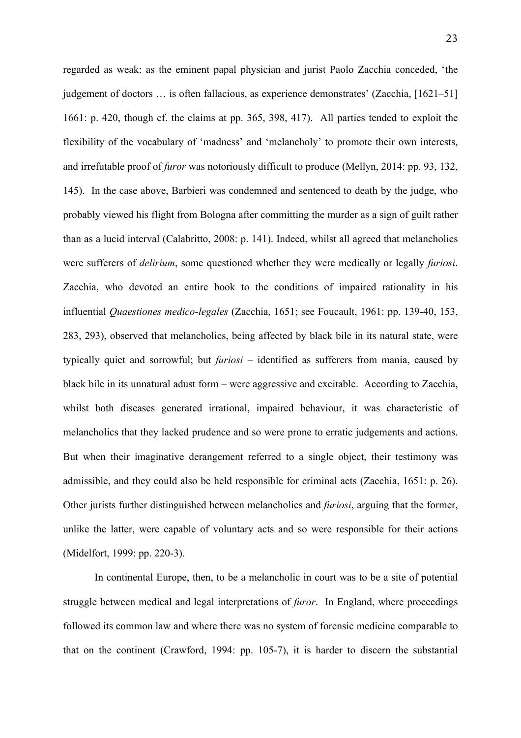regarded as weak: as the eminent papal physician and jurist Paolo Zacchia conceded, 'the judgement of doctors … is often fallacious, as experience demonstrates' (Zacchia, [1621–51] 1661: p. 420, though cf. the claims at pp. 365, 398, 417). All parties tended to exploit the flexibility of the vocabulary of 'madness' and 'melancholy' to promote their own interests, and irrefutable proof of *furor* was notoriously difficult to produce (Mellyn, 2014: pp. 93, 132, 145). In the case above, Barbieri was condemned and sentenced to death by the judge, who probably viewed his flight from Bologna after committing the murder as a sign of guilt rather than as a lucid interval (Calabritto, 2008: p. 141). Indeed, whilst all agreed that melancholics were sufferers of *delirium*, some questioned whether they were medically or legally *furiosi*. Zacchia, who devoted an entire book to the conditions of impaired rationality in his influential *Quaestiones medico-legales* (Zacchia, 1651; see Foucault, 1961: pp. 139-40, 153, 283, 293), observed that melancholics, being affected by black bile in its natural state, were typically quiet and sorrowful; but *furiosi* – identified as sufferers from mania, caused by black bile in its unnatural adust form – were aggressive and excitable. According to Zacchia, whilst both diseases generated irrational, impaired behaviour, it was characteristic of melancholics that they lacked prudence and so were prone to erratic judgements and actions. But when their imaginative derangement referred to a single object, their testimony was admissible, and they could also be held responsible for criminal acts (Zacchia, 1651: p. 26). Other jurists further distinguished between melancholics and *furiosi*, arguing that the former, unlike the latter, were capable of voluntary acts and so were responsible for their actions (Midelfort, 1999: pp. 220-3).

In continental Europe, then, to be a melancholic in court was to be a site of potential struggle between medical and legal interpretations of *furor*. In England, where proceedings followed its common law and where there was no system of forensic medicine comparable to that on the continent (Crawford, 1994: pp. 105-7), it is harder to discern the substantial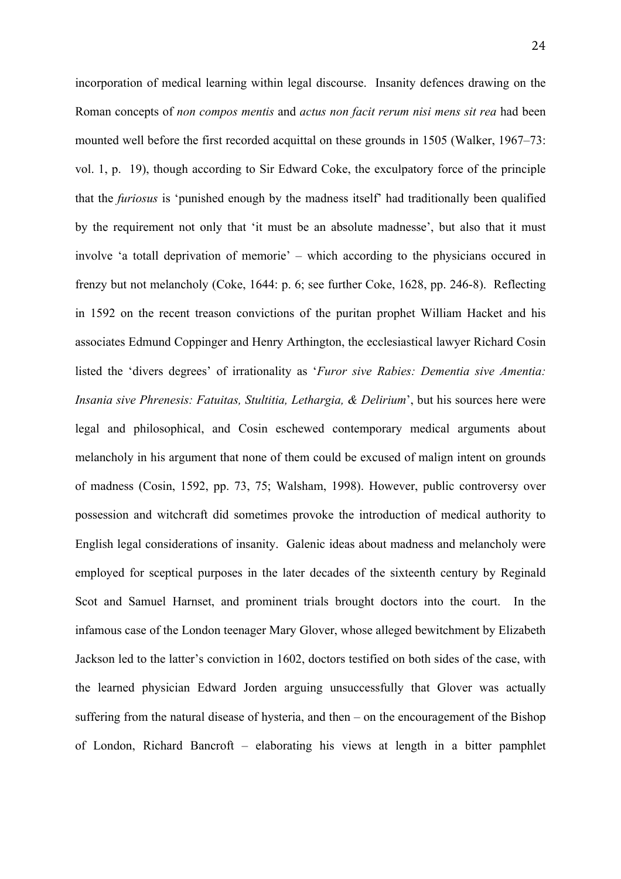incorporation of medical learning within legal discourse. Insanity defences drawing on the Roman concepts of *non compos mentis* and *actus non facit rerum nisi mens sit rea* had been mounted well before the first recorded acquittal on these grounds in 1505 (Walker, 1967–73: vol. 1, p. 19), though according to Sir Edward Coke, the exculpatory force of the principle that the *furiosus* is 'punished enough by the madness itself' had traditionally been qualified by the requirement not only that 'it must be an absolute madnesse', but also that it must involve 'a totall deprivation of memorie' – which according to the physicians occured in frenzy but not melancholy (Coke, 1644: p. 6; see further Coke, 1628, pp. 246-8). Reflecting in 1592 on the recent treason convictions of the puritan prophet William Hacket and his associates Edmund Coppinger and Henry Arthington, the ecclesiastical lawyer Richard Cosin listed the 'divers degrees' of irrationality as '*Furor sive Rabies: Dementia sive Amentia: Insania sive Phrenesis: Fatuitas, Stultitia, Lethargia, & Delirium*', but his sources here were legal and philosophical, and Cosin eschewed contemporary medical arguments about melancholy in his argument that none of them could be excused of malign intent on grounds of madness (Cosin, 1592, pp. 73, 75; Walsham, 1998). However, public controversy over possession and witchcraft did sometimes provoke the introduction of medical authority to English legal considerations of insanity. Galenic ideas about madness and melancholy were employed for sceptical purposes in the later decades of the sixteenth century by Reginald Scot and Samuel Harnset, and prominent trials brought doctors into the court. In the infamous case of the London teenager Mary Glover, whose alleged bewitchment by Elizabeth Jackson led to the latter's conviction in 1602, doctors testified on both sides of the case, with the learned physician Edward Jorden arguing unsuccessfully that Glover was actually suffering from the natural disease of hysteria, and then – on the encouragement of the Bishop of London, Richard Bancroft – elaborating his views at length in a bitter pamphlet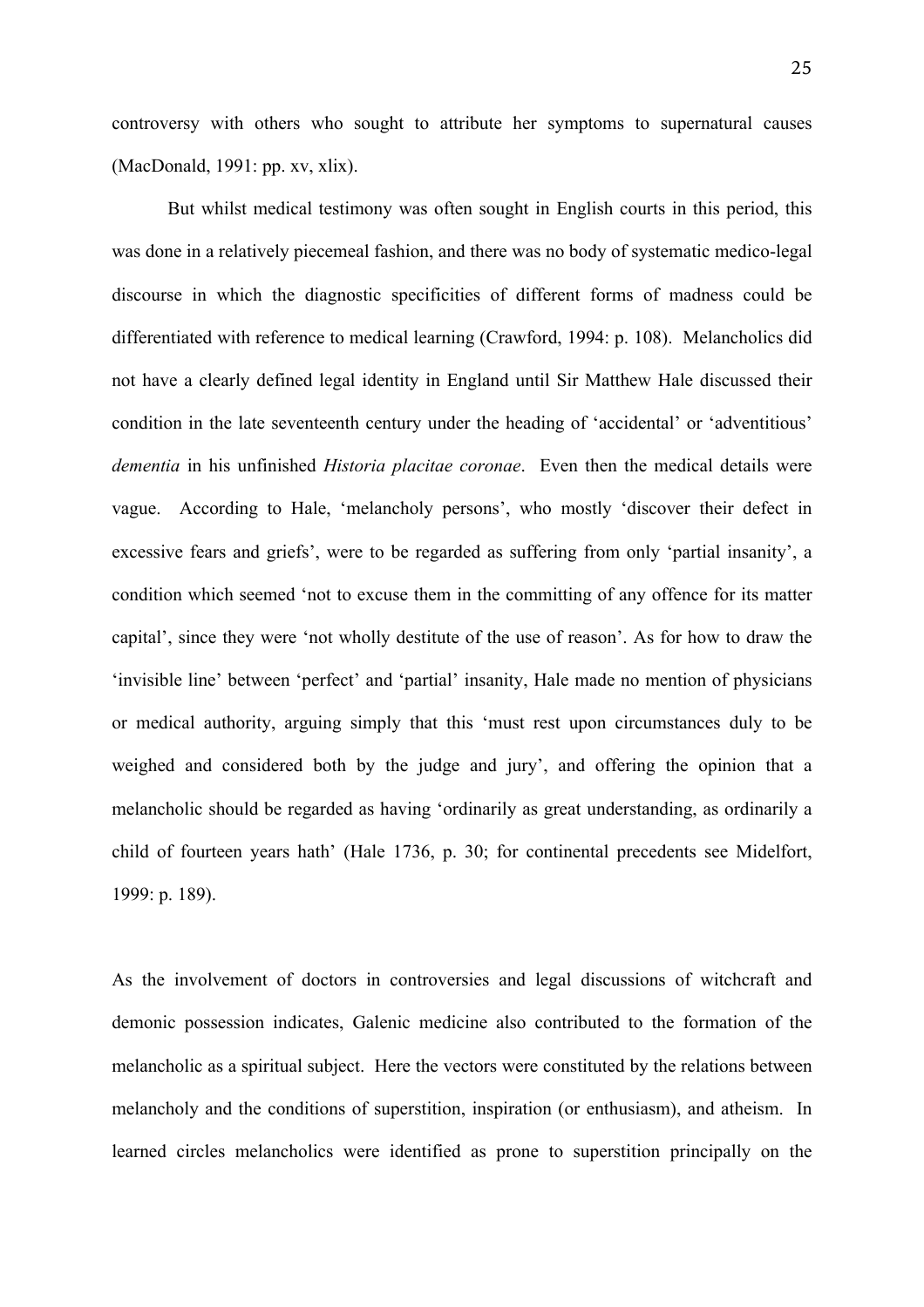controversy with others who sought to attribute her symptoms to supernatural causes (MacDonald, 1991: pp. xv, xlix).

But whilst medical testimony was often sought in English courts in this period, this was done in a relatively piecemeal fashion, and there was no body of systematic medico-legal discourse in which the diagnostic specificities of different forms of madness could be differentiated with reference to medical learning (Crawford, 1994: p. 108). Melancholics did not have a clearly defined legal identity in England until Sir Matthew Hale discussed their condition in the late seventeenth century under the heading of 'accidental' or 'adventitious' *dementia* in his unfinished *Historia placitae coronae*. Even then the medical details were vague. According to Hale, 'melancholy persons', who mostly 'discover their defect in excessive fears and griefs', were to be regarded as suffering from only 'partial insanity', a condition which seemed 'not to excuse them in the committing of any offence for its matter capital', since they were 'not wholly destitute of the use of reason'. As for how to draw the 'invisible line' between 'perfect' and 'partial' insanity, Hale made no mention of physicians or medical authority, arguing simply that this 'must rest upon circumstances duly to be weighed and considered both by the judge and jury', and offering the opinion that a melancholic should be regarded as having 'ordinarily as great understanding, as ordinarily a child of fourteen years hath' (Hale 1736, p. 30; for continental precedents see Midelfort, 1999: p. 189).

As the involvement of doctors in controversies and legal discussions of witchcraft and demonic possession indicates, Galenic medicine also contributed to the formation of the melancholic as a spiritual subject. Here the vectors were constituted by the relations between melancholy and the conditions of superstition, inspiration (or enthusiasm), and atheism. In learned circles melancholics were identified as prone to superstition principally on the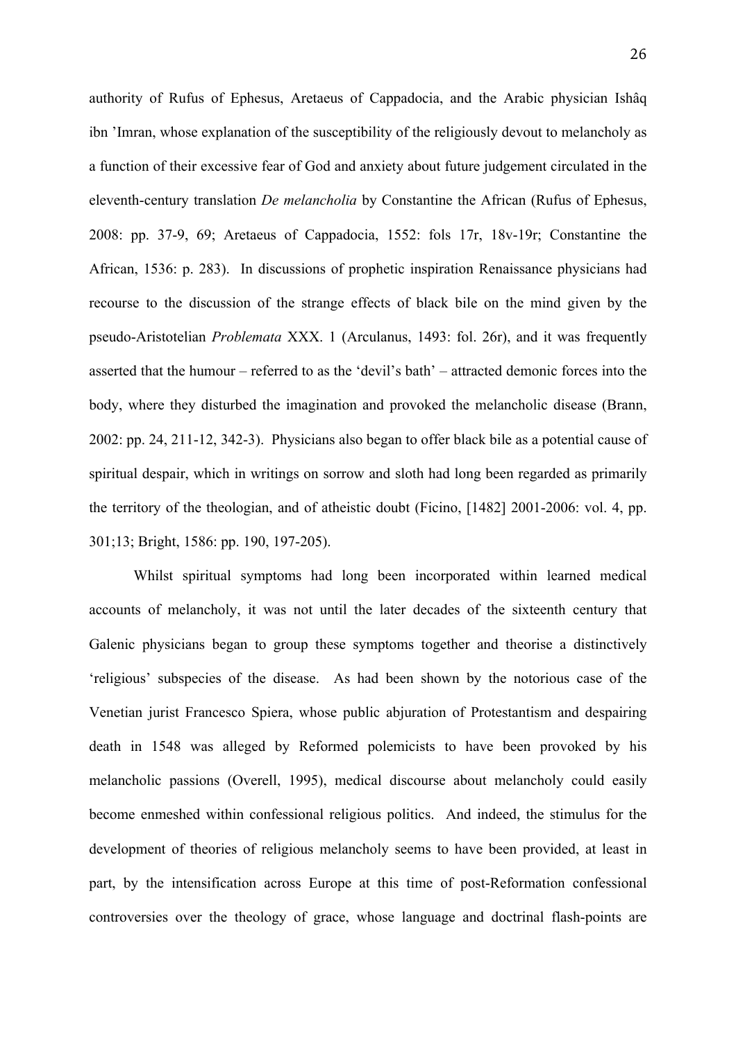authority of Rufus of Ephesus, Aretaeus of Cappadocia, and the Arabic physician Ishâq ibn 'Imran, whose explanation of the susceptibility of the religiously devout to melancholy as a function of their excessive fear of God and anxiety about future judgement circulated in the eleventh-century translation *De melancholia* by Constantine the African (Rufus of Ephesus, 2008: pp. 37-9, 69; Aretaeus of Cappadocia, 1552: fols 17r, 18v-19r; Constantine the African, 1536: p. 283). In discussions of prophetic inspiration Renaissance physicians had recourse to the discussion of the strange effects of black bile on the mind given by the pseudo-Aristotelian *Problemata* XXX. 1 (Arculanus, 1493: fol. 26r), and it was frequently asserted that the humour – referred to as the 'devil's bath' – attracted demonic forces into the body, where they disturbed the imagination and provoked the melancholic disease (Brann, 2002: pp. 24, 211-12, 342-3). Physicians also began to offer black bile as a potential cause of spiritual despair, which in writings on sorrow and sloth had long been regarded as primarily the territory of the theologian, and of atheistic doubt (Ficino, [1482] 2001-2006: vol. 4, pp. 301;13; Bright, 1586: pp. 190, 197-205).

Whilst spiritual symptoms had long been incorporated within learned medical accounts of melancholy, it was not until the later decades of the sixteenth century that Galenic physicians began to group these symptoms together and theorise a distinctively 'religious' subspecies of the disease. As had been shown by the notorious case of the Venetian jurist Francesco Spiera, whose public abjuration of Protestantism and despairing death in 1548 was alleged by Reformed polemicists to have been provoked by his melancholic passions (Overell, 1995), medical discourse about melancholy could easily become enmeshed within confessional religious politics. And indeed, the stimulus for the development of theories of religious melancholy seems to have been provided, at least in part, by the intensification across Europe at this time of post-Reformation confessional controversies over the theology of grace, whose language and doctrinal flash-points are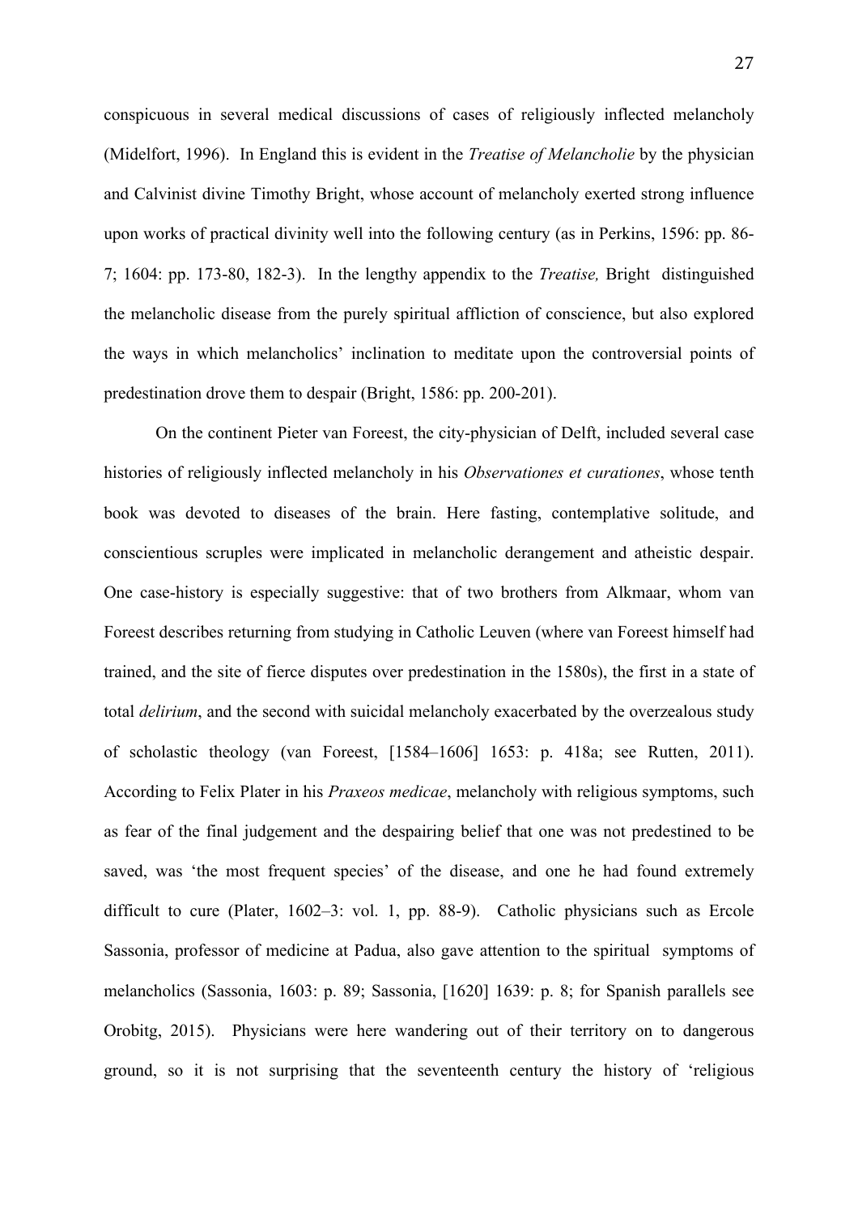conspicuous in several medical discussions of cases of religiously inflected melancholy (Midelfort, 1996). In England this is evident in the *Treatise of Melancholie* by the physician and Calvinist divine Timothy Bright, whose account of melancholy exerted strong influence upon works of practical divinity well into the following century (as in Perkins, 1596: pp. 86-7; 1604: pp. 173-80, 182-3). In the lengthy appendix to the *Treatise,* Bright distinguished the melancholic disease from the purely spiritual affliction of conscience, but also explored the ways in which melancholics' inclination to meditate upon the controversial points of predestination drove them to despair (Bright, 1586: pp. 200-201).

On the continent Pieter van Foreest, the city-physician of Delft, included several case histories of religiously inflected melancholy in his *Observationes et curationes*, whose tenth book was devoted to diseases of the brain. Here fasting, contemplative solitude, and conscientious scruples were implicated in melancholic derangement and atheistic despair. One case-history is especially suggestive: that of two brothers from Alkmaar, whom van Foreest describes returning from studying in Catholic Leuven (where van Foreest himself had trained, and the site of fierce disputes over predestination in the 1580s), the first in a state of total *delirium*, and the second with suicidal melancholy exacerbated by the overzealous study of scholastic theology (van Foreest, [1584–1606] 1653: p. 418a; see Rutten, 2011). According to Felix Plater in his *Praxeos medicae*, melancholy with religious symptoms, such as fear of the final judgement and the despairing belief that one was not predestined to be saved, was 'the most frequent species' of the disease, and one he had found extremely difficult to cure (Plater, 1602–3: vol. 1, pp. 88-9). Catholic physicians such as Ercole Sassonia, professor of medicine at Padua, also gave attention to the spiritual symptoms of melancholics (Sassonia, 1603: p. 89; Sassonia, [1620] 1639: p. 8; for Spanish parallels see Orobitg, 2015). Physicians were here wandering out of their territory on to dangerous ground, so it is not surprising that the seventeenth century the history of 'religious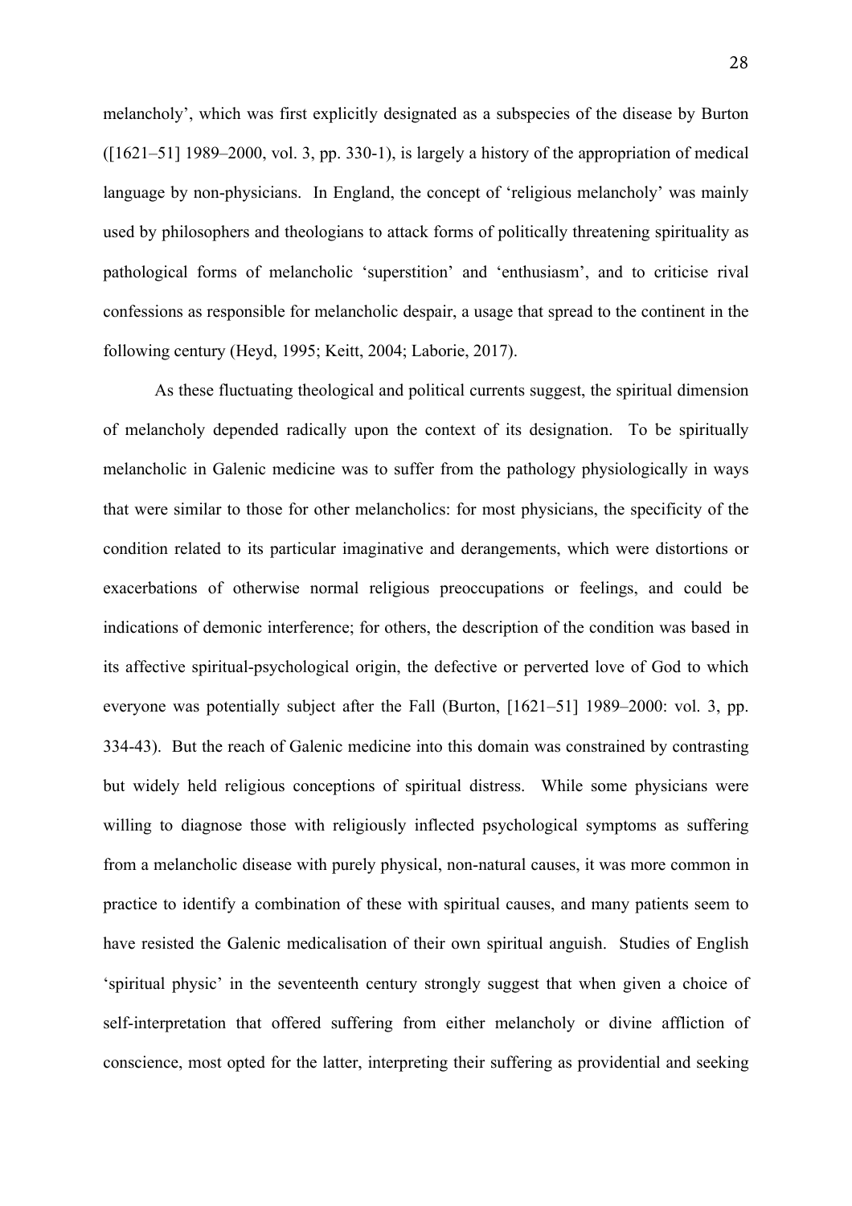melancholy', which was first explicitly designated as a subspecies of the disease by Burton ([1621–51] 1989–2000, vol. 3, pp. 330-1), is largely a history of the appropriation of medical language by non-physicians. In England, the concept of 'religious melancholy' was mainly used by philosophers and theologians to attack forms of politically threatening spirituality as pathological forms of melancholic 'superstition' and 'enthusiasm', and to criticise rival confessions as responsible for melancholic despair, a usage that spread to the continent in the following century (Heyd, 1995; Keitt, 2004; Laborie, 2017).

As these fluctuating theological and political currents suggest, the spiritual dimension of melancholy depended radically upon the context of its designation. To be spiritually melancholic in Galenic medicine was to suffer from the pathology physiologically in ways that were similar to those for other melancholics: for most physicians, the specificity of the condition related to its particular imaginative and derangements, which were distortions or exacerbations of otherwise normal religious preoccupations or feelings, and could be indications of demonic interference; for others, the description of the condition was based in its affective spiritual-psychological origin, the defective or perverted love of God to which everyone was potentially subject after the Fall (Burton, [1621–51] 1989–2000: vol. 3, pp. 334-43). But the reach of Galenic medicine into this domain was constrained by contrasting but widely held religious conceptions of spiritual distress. While some physicians were willing to diagnose those with religiously inflected psychological symptoms as suffering from a melancholic disease with purely physical, non-natural causes, it was more common in practice to identify a combination of these with spiritual causes, and many patients seem to have resisted the Galenic medicalisation of their own spiritual anguish. Studies of English 'spiritual physic' in the seventeenth century strongly suggest that when given a choice of self-interpretation that offered suffering from either melancholy or divine affliction of conscience, most opted for the latter, interpreting their suffering as providential and seeking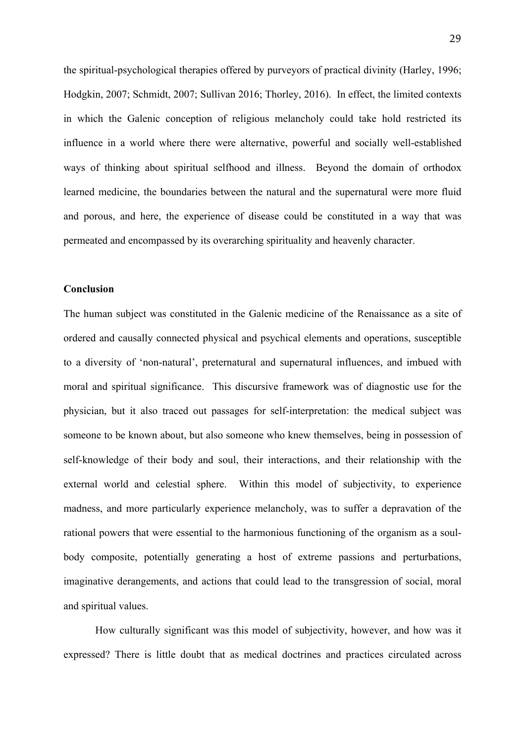the spiritual-psychological therapies offered by purveyors of practical divinity (Harley, 1996; Hodgkin, 2007; Schmidt, 2007; Sullivan 2016; Thorley, 2016). In effect, the limited contexts in which the Galenic conception of religious melancholy could take hold restricted its influence in a world where there were alternative, powerful and socially well-established ways of thinking about spiritual selfhood and illness. Beyond the domain of orthodox learned medicine, the boundaries between the natural and the supernatural were more fluid and porous, and here, the experience of disease could be constituted in a way that was permeated and encompassed by its overarching spirituality and heavenly character.

**Conclusion**

The human subject was constituted in the Galenic medicine of the Renaissance as a site of ordered and causally connected physical and psychical elements and operations, susceptible to a diversity of 'non-natural', preternatural and supernatural influences, and imbued with moral and spiritual significance. This discursive framework was of diagnostic use for the physician, but it also traced out passages for self-interpretation: the medical subject was someone to be known about, but also someone who knew themselves, being in possession of self-knowledge of their body and soul, their interactions, and their relationship with the external world and celestial sphere. Within this model of subjectivity, to experience madness, and more particularly experience melancholy, was to suffer a depravation of the rational powers that were essential to the harmonious functioning of the organism as a soul-body composite, potentially generating a host of extreme passions and perturbations, imaginative derangements, and actions that could lead to the transgression of social, moral and spiritual values.

How culturally significant was this model of subjectivity, however, and how was it expressed? There is little doubt that as medical doctrines and practices circulated across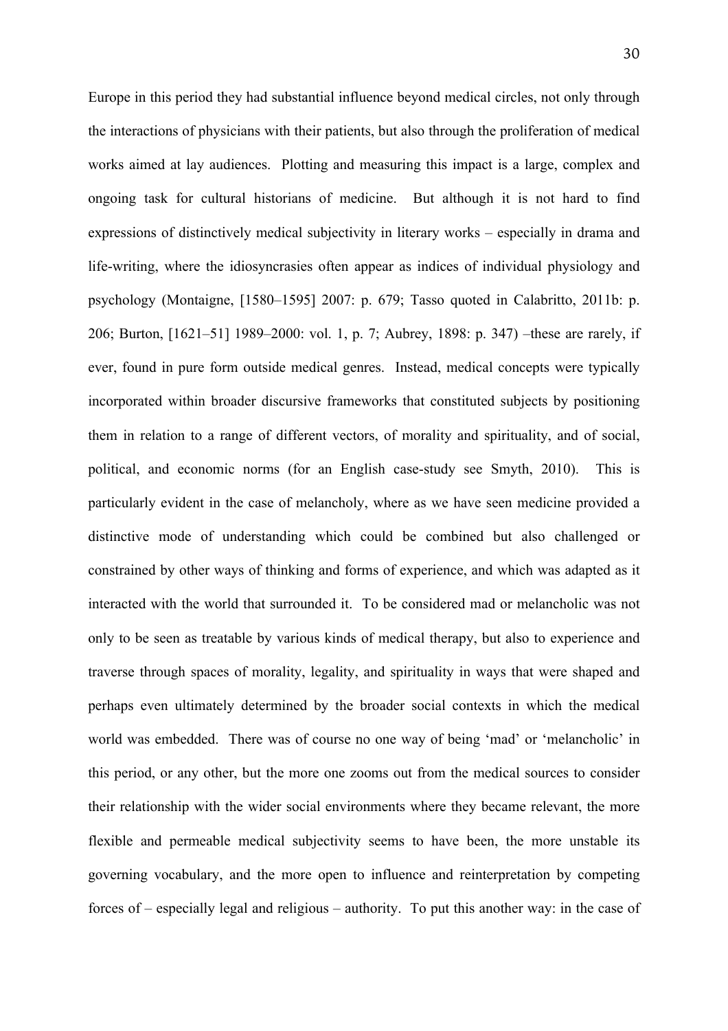Europe in this period they had substantial influence beyond medical circles, not only through the interactions of physicians with their patients, but also through the proliferation of medical works aimed at lay audiences. Plotting and measuring this impact is a large, complex and ongoing task for cultural historians of medicine. But although it is not hard to find expressions of distinctively medical subjectivity in literary works – especially in drama and life-writing, where the idiosyncrasies often appear as indices of individual physiology and psychology (Montaigne, [1580–1595] 2007: p. 679; Tasso quoted in Calabritto, 2011b: p. 206; Burton, [1621–51] 1989–2000: vol. 1, p. 7; Aubrey, 1898: p. 347) –these are rarely, if ever, found in pure form outside medical genres. Instead, medical concepts were typically incorporated within broader discursive frameworks that constituted subjects by positioning them in relation to a range of different vectors, of morality and spirituality, and of social, political, and economic norms (for an English case-study see Smyth, 2010). This is particularly evident in the case of melancholy, where as we have seen medicine provided a distinctive mode of understanding which could be combined but also challenged or constrained by other ways of thinking and forms of experience, and which was adapted as it interacted with the world that surrounded it. To be considered mad or melancholic was not only to be seen as treatable by various kinds of medical therapy, but also to experience and traverse through spaces of morality, legality, and spirituality in ways that were shaped and perhaps even ultimately determined by the broader social contexts in which the medical world was embedded. There was of course no one way of being 'mad' or 'melancholic' in this period, or any other, but the more one zooms out from the medical sources to consider their relationship with the wider social environments where they became relevant, the more flexible and permeable medical subjectivity seems to have been, the more unstable its governing vocabulary, and the more open to influence and reinterpretation by competing forces of – especially legal and religious – authority. To put this another way: in the case of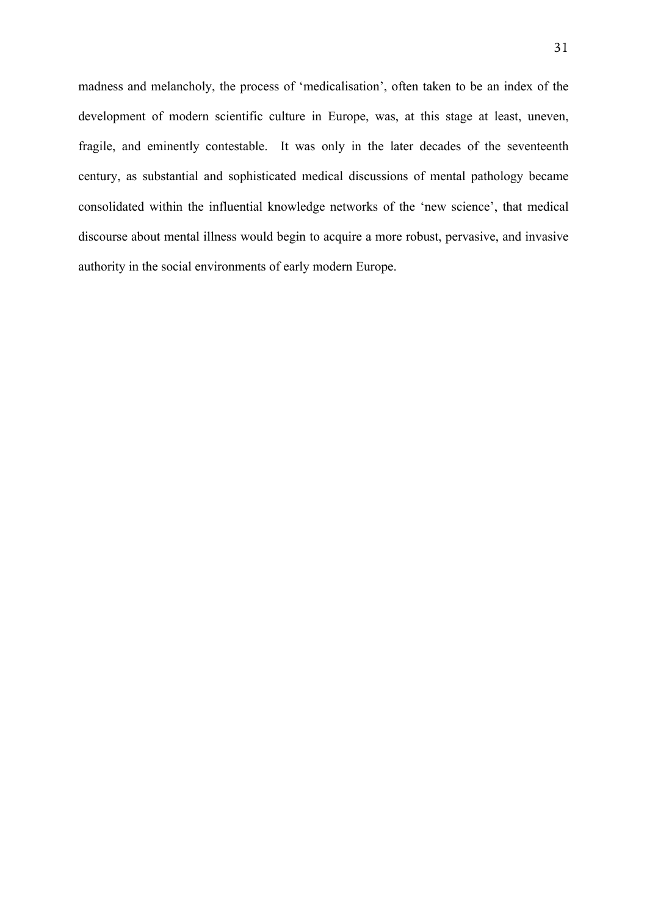madness and melancholy, the process of 'medicalisation', often taken to be an index of the development of modern scientific culture in Europe, was, at this stage at least, uneven, fragile, and eminently contestable. It was only in the later decades of the seventeenth century, as substantial and sophisticated medical discussions of mental pathology became consolidated within the influential knowledge networks of the 'new science', that medical discourse about mental illness would begin to acquire a more robust, pervasive, and invasive authority in the social environments of early modern Europe.